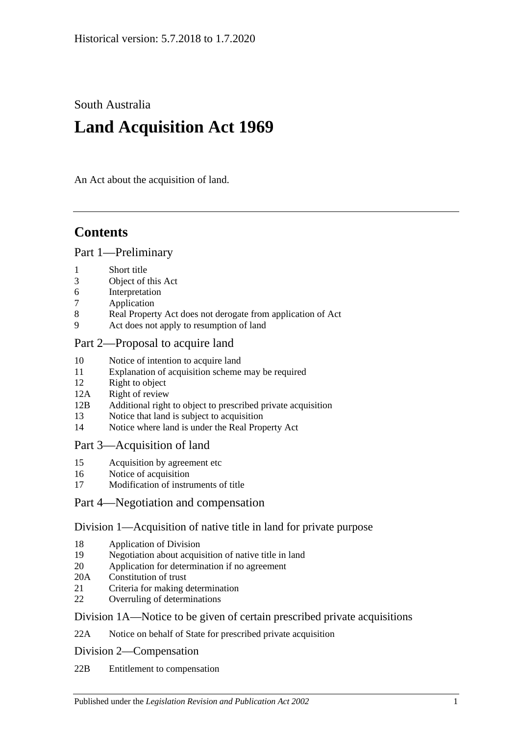Historical version: 5.7.2018 to 1.7.2020

South Australia

# Land Acquisition Act 1969

An Act about the acquisition of land.

## Contents

### Part 1—Preliminary

1 Short title
3 Object of this Act
6 Interpretation
7 Application
8 Real Property Act does not derogate from application of Act
9 Act does not apply to resumption of land

### Part 2—Proposal to acquire land

10 Notice of intention to acquire land
11 Explanation of acquisition scheme may be required
12 Right to object
12A Right of review
12B Additional right to object to prescribed private acquisition
13 Notice that land is subject to acquisition
14 Notice where land is under the Real Property Act

### Part 3—Acquisition of land

15 Acquisition by agreement etc
16 Notice of acquisition
17 Modification of instruments of title

### Part 4—Negotiation and compensation

#### Division 1—Acquisition of native title in land for private purpose

18 Application of Division
19 Negotiation about acquisition of native title in land
20 Application for determination if no agreement
20A Constitution of trust
21 Criteria for making determination
22 Overruling of determinations

#### Division 1A—Notice to be given of certain prescribed private acquisitions

22A Notice on behalf of State for prescribed private acquisition

#### Division 2—Compensation

22B Entitlement to compensation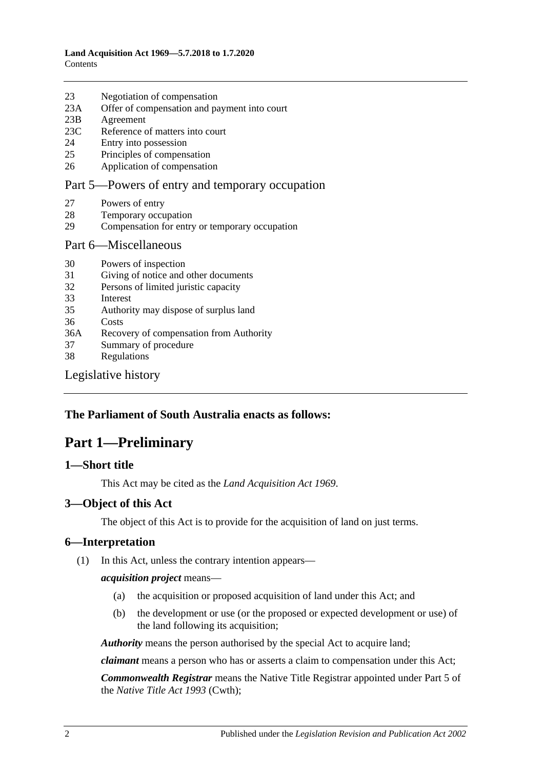| | |
|---|---|
| 23 | Negotiation of compensation |
| 23A | Offer of compensation and payment into court |
| 23B | Agreement |
| 23C | Reference of matters into court |
| 24 | Entry into possession |
| 25 | Principles of compensation |
| 26 | Application of compensation |

Part 5—Powers of entry and temporary occupation

| | |
|---|---|
| 27 | Powers of entry |
| 28 | Temporary occupation |
| 29 | Compensation for entry or temporary occupation |

Part 6—Miscellaneous

| | |
|---|---|
| 30 | Powers of inspection |
| 31 | Giving of notice and other documents |
| 32 | Persons of limited juristic capacity |
| 33 | Interest |
| 35 | Authority may dispose of surplus land |
| 36 | Costs |
| 36A | Recovery of compensation from Authority |
| 37 | Summary of procedure |
| 38 | Regulations |

Legislative history

**The Parliament of South Australia enacts as follows:**

# Part 1—Preliminary

## 1—Short title

This Act may be cited as the *Land Acquisition Act 1969*.

## 3—Object of this Act

The object of this Act is to provide for the acquisition of land on just terms.

## 6—Interpretation

(1) In this Act, unless the contrary intention appears—

***acquisition project*** means—

(a) the acquisition or proposed acquisition of land under this Act; and

(b) the development or use (or the proposed or expected development or use) of the land following its acquisition;

***Authority*** means the person authorised by the special Act to acquire land;

***claimant*** means a person who has or asserts a claim to compensation under this Act;

***Commonwealth Registrar*** means the Native Title Registrar appointed under Part 5 of the *Native Title Act 1993* (Cwth);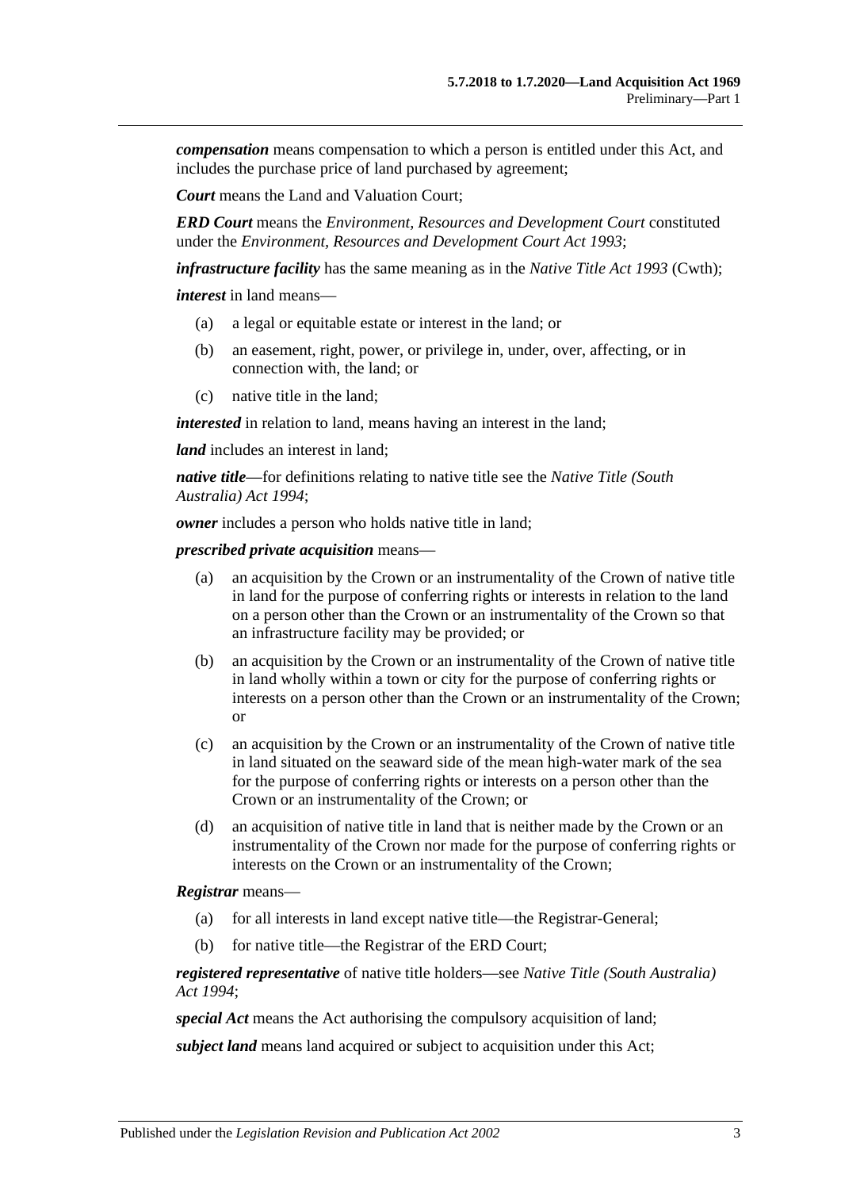***compensation*** means compensation to which a person is entitled under this Act, and includes the purchase price of land purchased by agreement;

***Court*** means the Land and Valuation Court;

***ERD Court*** means the *Environment, Resources and Development Court* constituted under the *Environment, Resources and Development Court Act 1993*;

***infrastructure facility*** has the same meaning as in the *Native Title Act 1993* (Cwth);

***interest*** in land means—

- (a) a legal or equitable estate or interest in the land; or
- (b) an easement, right, power, or privilege in, under, over, affecting, or in connection with, the land; or
- (c) native title in the land;

***interested*** in relation to land, means having an interest in the land;

***land*** includes an interest in land;

***native title***—for definitions relating to native title see the *Native Title (South Australia) Act 1994*;

***owner*** includes a person who holds native title in land;

***prescribed private acquisition*** means—

- (a) an acquisition by the Crown or an instrumentality of the Crown of native title in land for the purpose of conferring rights or interests in relation to the land on a person other than the Crown or an instrumentality of the Crown so that an infrastructure facility may be provided; or
- (b) an acquisition by the Crown or an instrumentality of the Crown of native title in land wholly within a town or city for the purpose of conferring rights or interests on a person other than the Crown or an instrumentality of the Crown; or
- (c) an acquisition by the Crown or an instrumentality of the Crown of native title in land situated on the seaward side of the mean high-water mark of the sea for the purpose of conferring rights or interests on a person other than the Crown or an instrumentality of the Crown; or
- (d) an acquisition of native title in land that is neither made by the Crown or an instrumentality of the Crown nor made for the purpose of conferring rights or interests on the Crown or an instrumentality of the Crown;

***Registrar*** means—

- (a) for all interests in land except native title—the Registrar-General;
- (b) for native title—the Registrar of the ERD Court;

***registered representative*** of native title holders—see *Native Title (South Australia) Act 1994*;

***special Act*** means the Act authorising the compulsory acquisition of land;

***subject land*** means land acquired or subject to acquisition under this Act;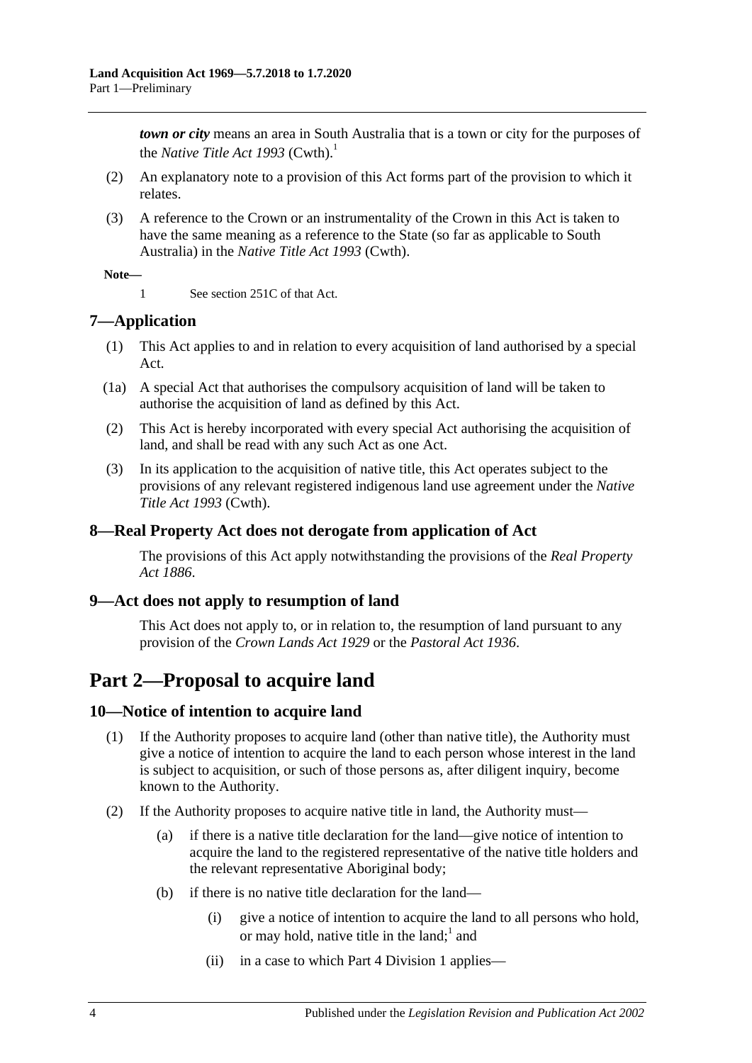***town or city*** means an area in South Australia that is a town or city for the purposes of the *Native Title Act 1993* (Cwth).[1]

(2) An explanatory note to a provision of this Act forms part of the provision to which it relates.

(3) A reference to the Crown or an instrumentality of the Crown in this Act is taken to have the same meaning as a reference to the State (so far as applicable to South Australia) in the *Native Title Act 1993* (Cwth).

**Note—**

1 See section 251C of that Act.

## 7—Application

(1) This Act applies to and in relation to every acquisition of land authorised by a special Act.

(1a) A special Act that authorises the compulsory acquisition of land will be taken to authorise the acquisition of land as defined by this Act.

(2) This Act is hereby incorporated with every special Act authorising the acquisition of land, and shall be read with any such Act as one Act.

(3) In its application to the acquisition of native title, this Act operates subject to the provisions of any relevant registered indigenous land use agreement under the *Native Title Act 1993* (Cwth).

## 8—Real Property Act does not derogate from application of Act

The provisions of this Act apply notwithstanding the provisions of the *Real Property Act 1886*.

## 9—Act does not apply to resumption of land

This Act does not apply to, or in relation to, the resumption of land pursuant to any provision of the *Crown Lands Act 1929* or the *Pastoral Act 1936*.

# Part 2—Proposal to acquire land

## 10—Notice of intention to acquire land

(1) If the Authority proposes to acquire land (other than native title), the Authority must give a notice of intention to acquire the land to each person whose interest in the land is subject to acquisition, or such of those persons as, after diligent inquiry, become known to the Authority.

(2) If the Authority proposes to acquire native title in land, the Authority must—

(a) if there is a native title declaration for the land—give notice of intention to acquire the land to the registered representative of the native title holders and the relevant representative Aboriginal body;

(b) if there is no native title declaration for the land—

(i) give a notice of intention to acquire the land to all persons who hold, or may hold, native title in the land;[1] and

(ii) in a case to which Part 4 Division 1 applies—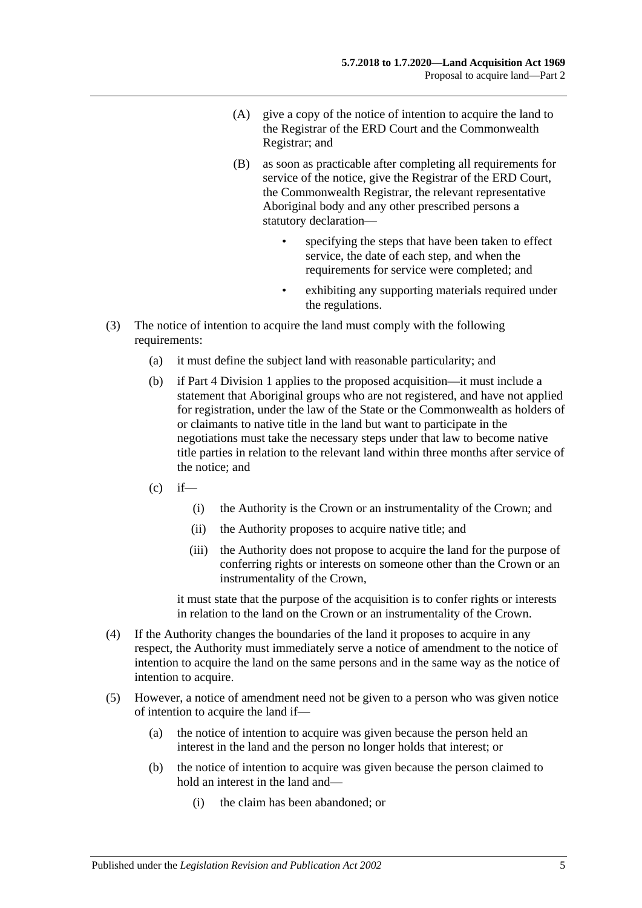(A) give a copy of the notice of intention to acquire the land to the Registrar of the ERD Court and the Commonwealth Registrar; and

(B) as soon as practicable after completing all requirements for service of the notice, give the Registrar of the ERD Court, the Commonwealth Registrar, the relevant representative Aboriginal body and any other prescribed persons a statutory declaration—

- specifying the steps that have been taken to effect service, the date of each step, and when the requirements for service were completed; and
- exhibiting any supporting materials required under the regulations.

(3) The notice of intention to acquire the land must comply with the following requirements:

(a) it must define the subject land with reasonable particularity; and

(b) if Part 4 Division 1 applies to the proposed acquisition—it must include a statement that Aboriginal groups who are not registered, and have not applied for registration, under the law of the State or the Commonwealth as holders of or claimants to native title in the land but want to participate in the negotiations must take the necessary steps under that law to become native title parties in relation to the relevant land within three months after service of the notice; and

(c) if—

(i) the Authority is the Crown or an instrumentality of the Crown; and

(ii) the Authority proposes to acquire native title; and

(iii) the Authority does not propose to acquire the land for the purpose of conferring rights or interests on someone other than the Crown or an instrumentality of the Crown,

it must state that the purpose of the acquisition is to confer rights or interests in relation to the land on the Crown or an instrumentality of the Crown.

(4) If the Authority changes the boundaries of the land it proposes to acquire in any respect, the Authority must immediately serve a notice of amendment to the notice of intention to acquire the land on the same persons and in the same way as the notice of intention to acquire.

(5) However, a notice of amendment need not be given to a person who was given notice of intention to acquire the land if—

(a) the notice of intention to acquire was given because the person held an interest in the land and the person no longer holds that interest; or

(b) the notice of intention to acquire was given because the person claimed to hold an interest in the land and—

(i) the claim has been abandoned; or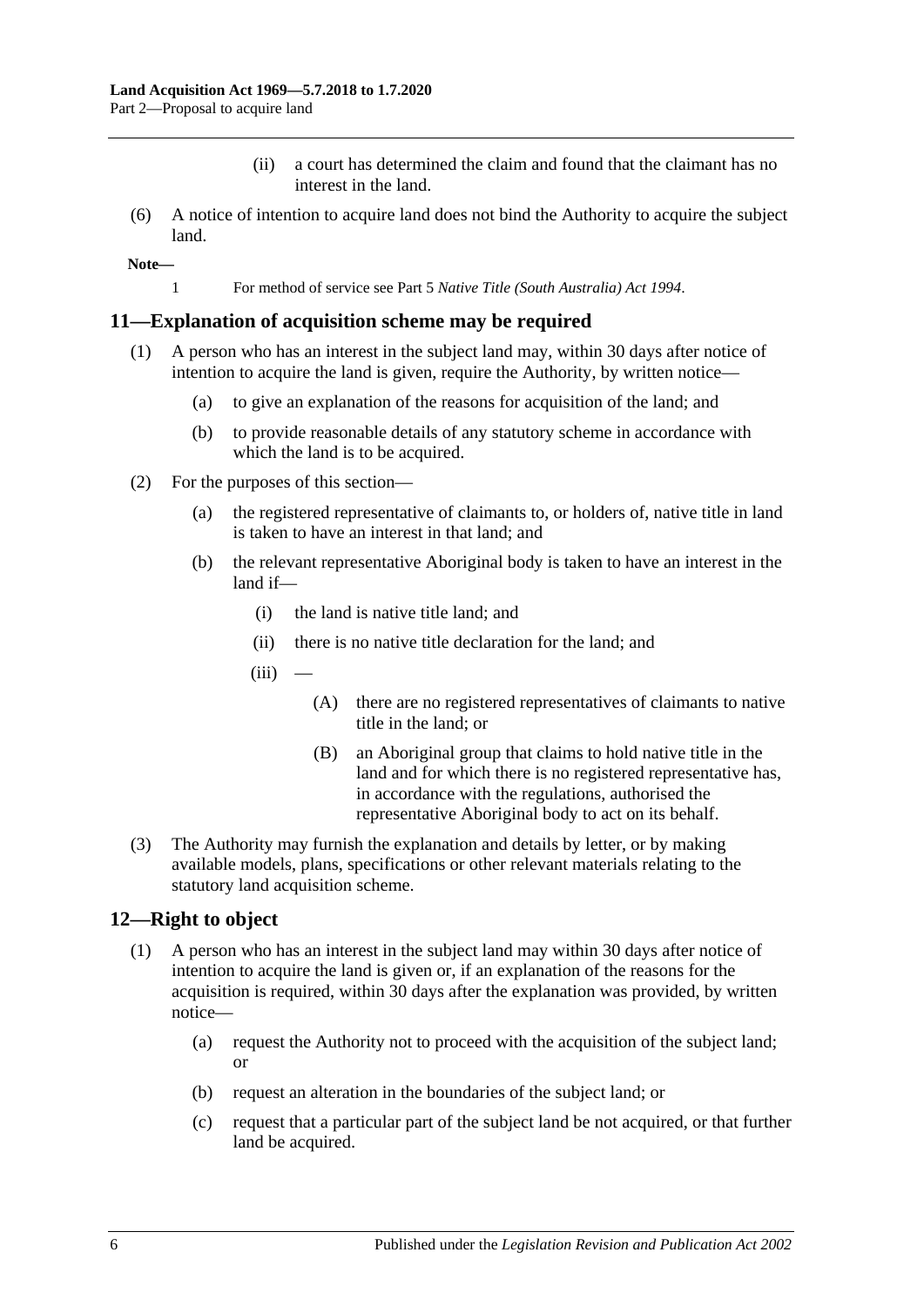(ii) a court has determined the claim and found that the claimant has no interest in the land.

(6) A notice of intention to acquire land does not bind the Authority to acquire the subject land.

**Note—**

1 For method of service see Part 5 *Native Title (South Australia) Act 1994*.

## 11—Explanation of acquisition scheme may be required

(1) A person who has an interest in the subject land may, within 30 days after notice of intention to acquire the land is given, require the Authority, by written notice—

(a) to give an explanation of the reasons for acquisition of the land; and

(b) to provide reasonable details of any statutory scheme in accordance with which the land is to be acquired.

(2) For the purposes of this section—

(a) the registered representative of claimants to, or holders of, native title in land is taken to have an interest in that land; and

(b) the relevant representative Aboriginal body is taken to have an interest in the land if—

(i) the land is native title land; and

(ii) there is no native title declaration for the land; and

(iii) —

(A) there are no registered representatives of claimants to native title in the land; or

(B) an Aboriginal group that claims to hold native title in the land and for which there is no registered representative has, in accordance with the regulations, authorised the representative Aboriginal body to act on its behalf.

(3) The Authority may furnish the explanation and details by letter, or by making available models, plans, specifications or other relevant materials relating to the statutory land acquisition scheme.

## 12—Right to object

(1) A person who has an interest in the subject land may within 30 days after notice of intention to acquire the land is given or, if an explanation of the reasons for the acquisition is required, within 30 days after the explanation was provided, by written notice—

(a) request the Authority not to proceed with the acquisition of the subject land; or

(b) request an alteration in the boundaries of the subject land; or

(c) request that a particular part of the subject land be not acquired, or that further land be acquired.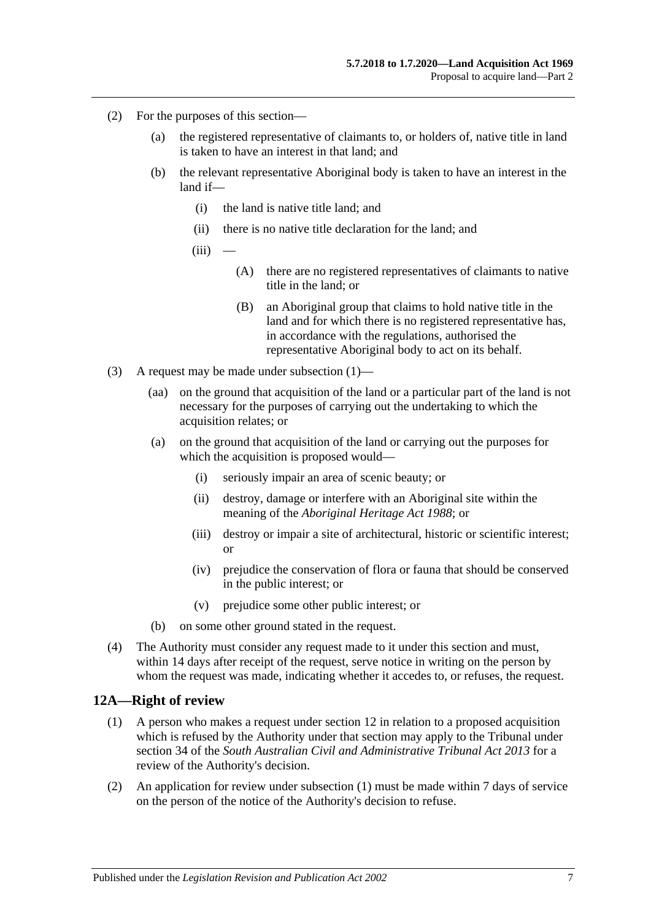(2) For the purposes of this section—

(a) the registered representative of claimants to, or holders of, native title in land is taken to have an interest in that land; and

(b) the relevant representative Aboriginal body is taken to have an interest in the land if—

(i) the land is native title land; and

(ii) there is no native title declaration for the land; and

(iii) —

(A) there are no registered representatives of claimants to native title in the land; or

(B) an Aboriginal group that claims to hold native title in the land and for which there is no registered representative has, in accordance with the regulations, authorised the representative Aboriginal body to act on its behalf.

(3) A request may be made under subsection (1)—

(aa) on the ground that acquisition of the land or a particular part of the land is not necessary for the purposes of carrying out the undertaking to which the acquisition relates; or

(a) on the ground that acquisition of the land or carrying out the purposes for which the acquisition is proposed would—

(i) seriously impair an area of scenic beauty; or

(ii) destroy, damage or interfere with an Aboriginal site within the meaning of the *Aboriginal Heritage Act 1988*; or

(iii) destroy or impair a site of architectural, historic or scientific interest; or

(iv) prejudice the conservation of flora or fauna that should be conserved in the public interest; or

(v) prejudice some other public interest; or

(b) on some other ground stated in the request.

(4) The Authority must consider any request made to it under this section and must, within 14 days after receipt of the request, serve notice in writing on the person by whom the request was made, indicating whether it accedes to, or refuses, the request.

## 12A—Right of review

(1) A person who makes a request under section 12 in relation to a proposed acquisition which is refused by the Authority under that section may apply to the Tribunal under section 34 of the *South Australian Civil and Administrative Tribunal Act 2013* for a review of the Authority's decision.

(2) An application for review under subsection (1) must be made within 7 days of service on the person of the notice of the Authority's decision to refuse.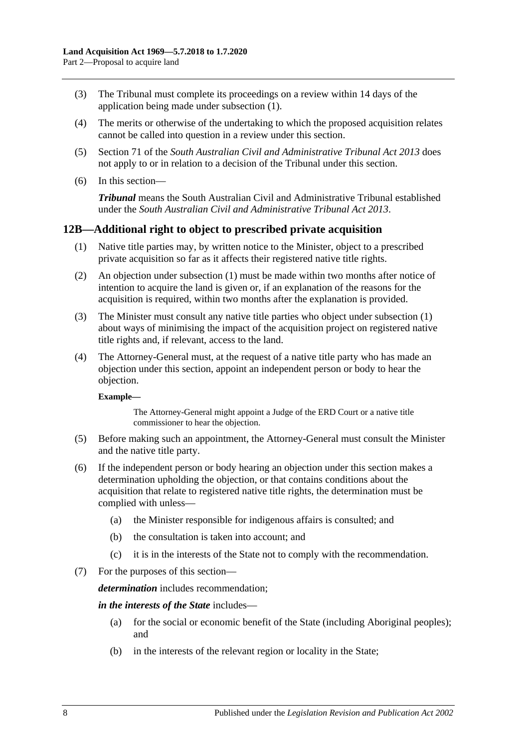(3) The Tribunal must complete its proceedings on a review within 14 days of the application being made under subsection (1).

(4) The merits or otherwise of the undertaking to which the proposed acquisition relates cannot be called into question in a review under this section.

(5) Section 71 of the *South Australian Civil and Administrative Tribunal Act 2013* does not apply to or in relation to a decision of the Tribunal under this section.

(6) In this section—

***Tribunal*** means the South Australian Civil and Administrative Tribunal established under the *South Australian Civil and Administrative Tribunal Act 2013*.

## 12B—Additional right to object to prescribed private acquisition

(1) Native title parties may, by written notice to the Minister, object to a prescribed private acquisition so far as it affects their registered native title rights.

(2) An objection under subsection (1) must be made within two months after notice of intention to acquire the land is given or, if an explanation of the reasons for the acquisition is required, within two months after the explanation is provided.

(3) The Minister must consult any native title parties who object under subsection (1) about ways of minimising the impact of the acquisition project on registered native title rights and, if relevant, access to the land.

(4) The Attorney-General must, at the request of a native title party who has made an objection under this section, appoint an independent person or body to hear the objection.

**Example—**

The Attorney-General might appoint a Judge of the ERD Court or a native title commissioner to hear the objection.

(5) Before making such an appointment, the Attorney-General must consult the Minister and the native title party.

(6) If the independent person or body hearing an objection under this section makes a determination upholding the objection, or that contains conditions about the acquisition that relate to registered native title rights, the determination must be complied with unless—

(a) the Minister responsible for indigenous affairs is consulted; and

(b) the consultation is taken into account; and

(c) it is in the interests of the State not to comply with the recommendation.

(7) For the purposes of this section—

***determination*** includes recommendation;

***in the interests of the State*** includes—

(a) for the social or economic benefit of the State (including Aboriginal peoples); and

(b) in the interests of the relevant region or locality in the State;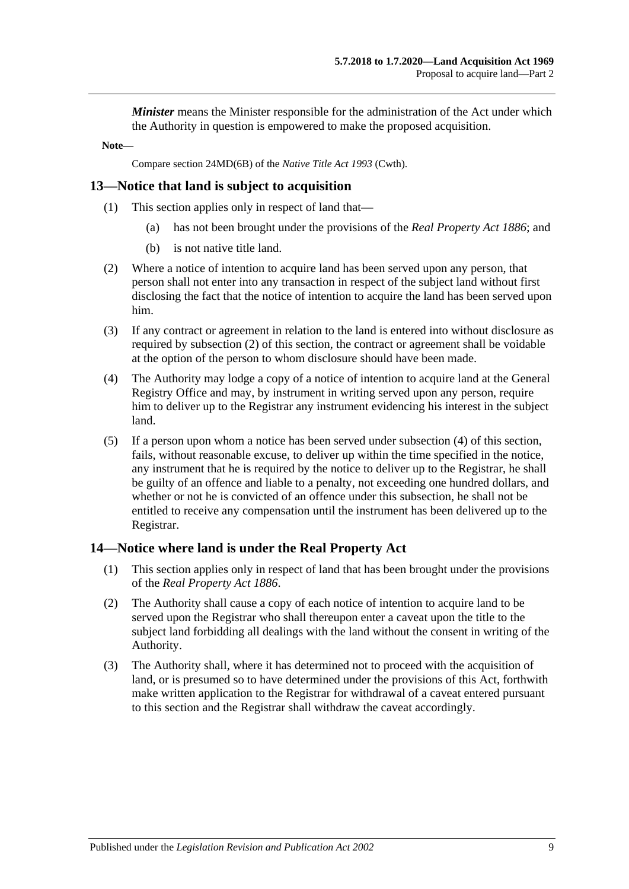***Minister*** means the Minister responsible for the administration of the Act under which the Authority in question is empowered to make the proposed acquisition.

**Note—**

Compare section 24MD(6B) of the *Native Title Act 1993* (Cwth).

## 13—Notice that land is subject to acquisition

(1) This section applies only in respect of land that—

(a) has not been brought under the provisions of the *Real Property Act 1886*; and

(b) is not native title land.

(2) Where a notice of intention to acquire land has been served upon any person, that person shall not enter into any transaction in respect of the subject land without first disclosing the fact that the notice of intention to acquire the land has been served upon him.

(3) If any contract or agreement in relation to the land is entered into without disclosure as required by subsection (2) of this section, the contract or agreement shall be voidable at the option of the person to whom disclosure should have been made.

(4) The Authority may lodge a copy of a notice of intention to acquire land at the General Registry Office and may, by instrument in writing served upon any person, require him to deliver up to the Registrar any instrument evidencing his interest in the subject land.

(5) If a person upon whom a notice has been served under subsection (4) of this section, fails, without reasonable excuse, to deliver up within the time specified in the notice, any instrument that he is required by the notice to deliver up to the Registrar, he shall be guilty of an offence and liable to a penalty, not exceeding one hundred dollars, and whether or not he is convicted of an offence under this subsection, he shall not be entitled to receive any compensation until the instrument has been delivered up to the Registrar.

## 14—Notice where land is under the Real Property Act

(1) This section applies only in respect of land that has been brought under the provisions of the *Real Property Act 1886*.

(2) The Authority shall cause a copy of each notice of intention to acquire land to be served upon the Registrar who shall thereupon enter a caveat upon the title to the subject land forbidding all dealings with the land without the consent in writing of the Authority.

(3) The Authority shall, where it has determined not to proceed with the acquisition of land, or is presumed so to have determined under the provisions of this Act, forthwith make written application to the Registrar for withdrawal of a caveat entered pursuant to this section and the Registrar shall withdraw the caveat accordingly.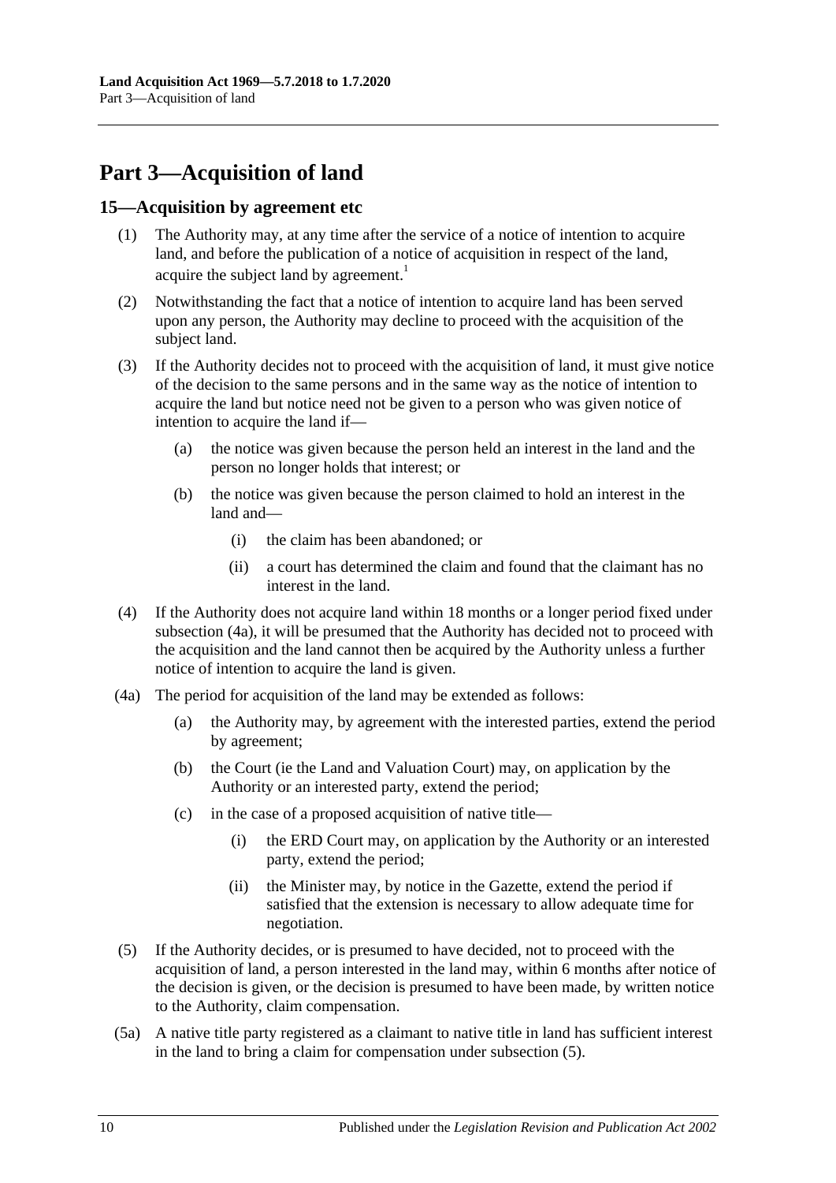# Part 3—Acquisition of land

## 15—Acquisition by agreement etc

(1) The Authority may, at any time after the service of a notice of intention to acquire land, and before the publication of a notice of acquisition in respect of the land, acquire the subject land by agreement.[1]

(2) Notwithstanding the fact that a notice of intention to acquire land has been served upon any person, the Authority may decline to proceed with the acquisition of the subject land.

(3) If the Authority decides not to proceed with the acquisition of land, it must give notice of the decision to the same persons and in the same way as the notice of intention to acquire the land but notice need not be given to a person who was given notice of intention to acquire the land if—

- (a) the notice was given because the person held an interest in the land and the person no longer holds that interest; or
- (b) the notice was given because the person claimed to hold an interest in the land and—
  - (i) the claim has been abandoned; or
  - (ii) a court has determined the claim and found that the claimant has no interest in the land.

(4) If the Authority does not acquire land within 18 months or a longer period fixed under subsection (4a), it will be presumed that the Authority has decided not to proceed with the acquisition and the land cannot then be acquired by the Authority unless a further notice of intention to acquire the land is given.

(4a) The period for acquisition of the land may be extended as follows:

- (a) the Authority may, by agreement with the interested parties, extend the period by agreement;
- (b) the Court (ie the Land and Valuation Court) may, on application by the Authority or an interested party, extend the period;
- (c) in the case of a proposed acquisition of native title—
  - (i) the ERD Court may, on application by the Authority or an interested party, extend the period;
  - (ii) the Minister may, by notice in the Gazette, extend the period if satisfied that the extension is necessary to allow adequate time for negotiation.

(5) If the Authority decides, or is presumed to have decided, not to proceed with the acquisition of land, a person interested in the land may, within 6 months after notice of the decision is given, or the decision is presumed to have been made, by written notice to the Authority, claim compensation.

(5a) A native title party registered as a claimant to native title in land has sufficient interest in the land to bring a claim for compensation under subsection (5).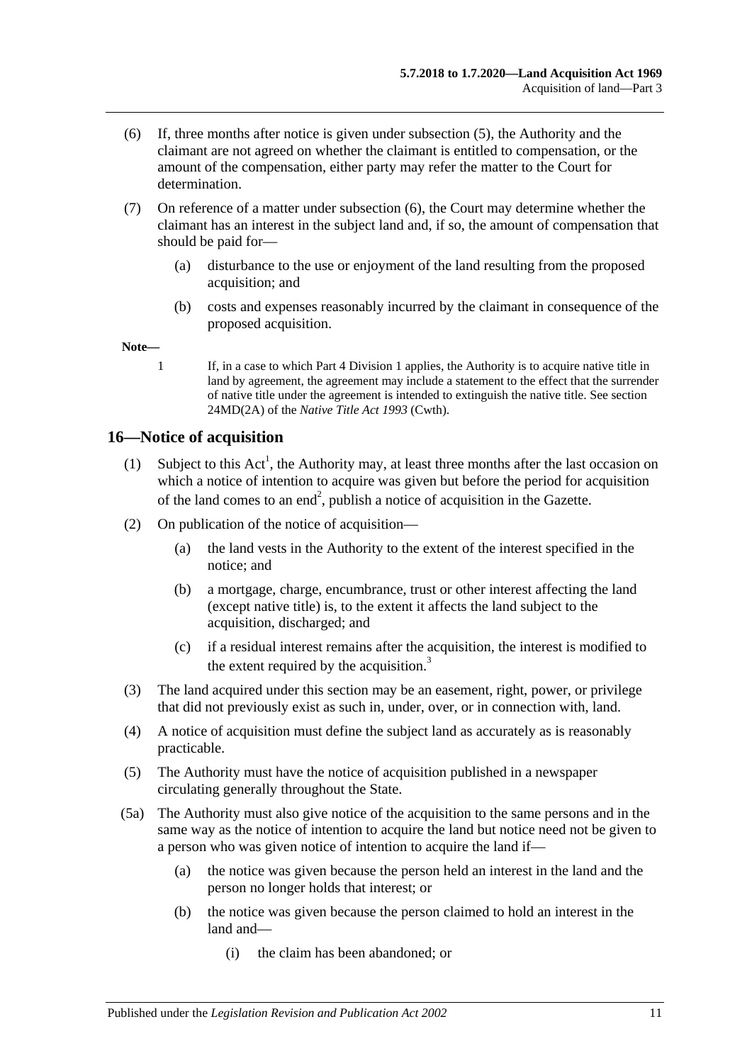(6) If, three months after notice is given under subsection (5), the Authority and the claimant are not agreed on whether the claimant is entitled to compensation, or the amount of the compensation, either party may refer the matter to the Court for determination.

(7) On reference of a matter under subsection (6), the Court may determine whether the claimant has an interest in the subject land and, if so, the amount of compensation that should be paid for—

(a) disturbance to the use or enjoyment of the land resulting from the proposed acquisition; and

(b) costs and expenses reasonably incurred by the claimant in consequence of the proposed acquisition.

**Note—**

1 If, in a case to which Part 4 Division 1 applies, the Authority is to acquire native title in land by agreement, the agreement may include a statement to the effect that the surrender of native title under the agreement is intended to extinguish the native title. See section 24MD(2A) of the *Native Title Act 1993* (Cwth).

## 16—Notice of acquisition

(1) Subject to this Act[1], the Authority may, at least three months after the last occasion on which a notice of intention to acquire was given but before the period for acquisition of the land comes to an end[2], publish a notice of acquisition in the Gazette.

(2) On publication of the notice of acquisition—

(a) the land vests in the Authority to the extent of the interest specified in the notice; and

(b) a mortgage, charge, encumbrance, trust or other interest affecting the land (except native title) is, to the extent it affects the land subject to the acquisition, discharged; and

(c) if a residual interest remains after the acquisition, the interest is modified to the extent required by the acquisition.[3]

(3) The land acquired under this section may be an easement, right, power, or privilege that did not previously exist as such in, under, over, or in connection with, land.

(4) A notice of acquisition must define the subject land as accurately as is reasonably practicable.

(5) The Authority must have the notice of acquisition published in a newspaper circulating generally throughout the State.

(5a) The Authority must also give notice of the acquisition to the same persons and in the same way as the notice of intention to acquire the land but notice need not be given to a person who was given notice of intention to acquire the land if—

(a) the notice was given because the person held an interest in the land and the person no longer holds that interest; or

(b) the notice was given because the person claimed to hold an interest in the land and—

(i) the claim has been abandoned; or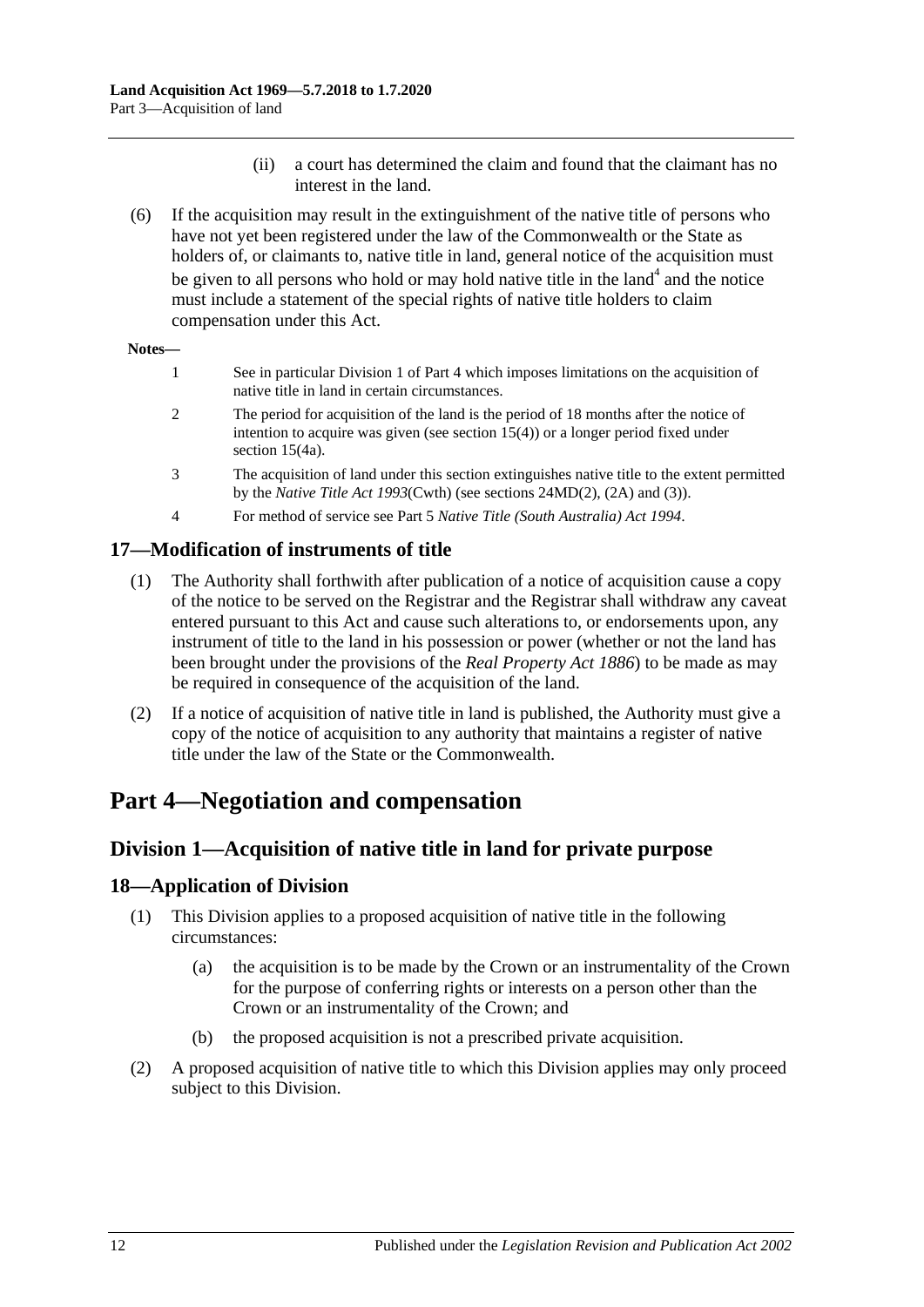(ii) a court has determined the claim and found that the claimant has no interest in the land.

(6) If the acquisition may result in the extinguishment of the native title of persons who have not yet been registered under the law of the Commonwealth or the State as holders of, or claimants to, native title in land, general notice of the acquisition must be given to all persons who hold or may hold native title in the land[4] and the notice must include a statement of the special rights of native title holders to claim compensation under this Act.

**Notes—**

1 See in particular Division 1 of Part 4 which imposes limitations on the acquisition of native title in land in certain circumstances.

2 The period for acquisition of the land is the period of 18 months after the notice of intention to acquire was given (see section 15(4)) or a longer period fixed under section 15(4a).

3 The acquisition of land under this section extinguishes native title to the extent permitted by the *Native Title Act 1993*(Cwth) (see sections 24MD(2), (2A) and (3)).

4 For method of service see Part 5 *Native Title (South Australia) Act 1994*.

## 17—Modification of instruments of title

(1) The Authority shall forthwith after publication of a notice of acquisition cause a copy of the notice to be served on the Registrar and the Registrar shall withdraw any caveat entered pursuant to this Act and cause such alterations to, or endorsements upon, any instrument of title to the land in his possession or power (whether or not the land has been brought under the provisions of the *Real Property Act 1886*) to be made as may be required in consequence of the acquisition of the land.

(2) If a notice of acquisition of native title in land is published, the Authority must give a copy of the notice of acquisition to any authority that maintains a register of native title under the law of the State or the Commonwealth.

# Part 4—Negotiation and compensation

## Division 1—Acquisition of native title in land for private purpose

## 18—Application of Division

(1) This Division applies to a proposed acquisition of native title in the following circumstances:

(a) the acquisition is to be made by the Crown or an instrumentality of the Crown for the purpose of conferring rights or interests on a person other than the Crown or an instrumentality of the Crown; and

(b) the proposed acquisition is not a prescribed private acquisition.

(2) A proposed acquisition of native title to which this Division applies may only proceed subject to this Division.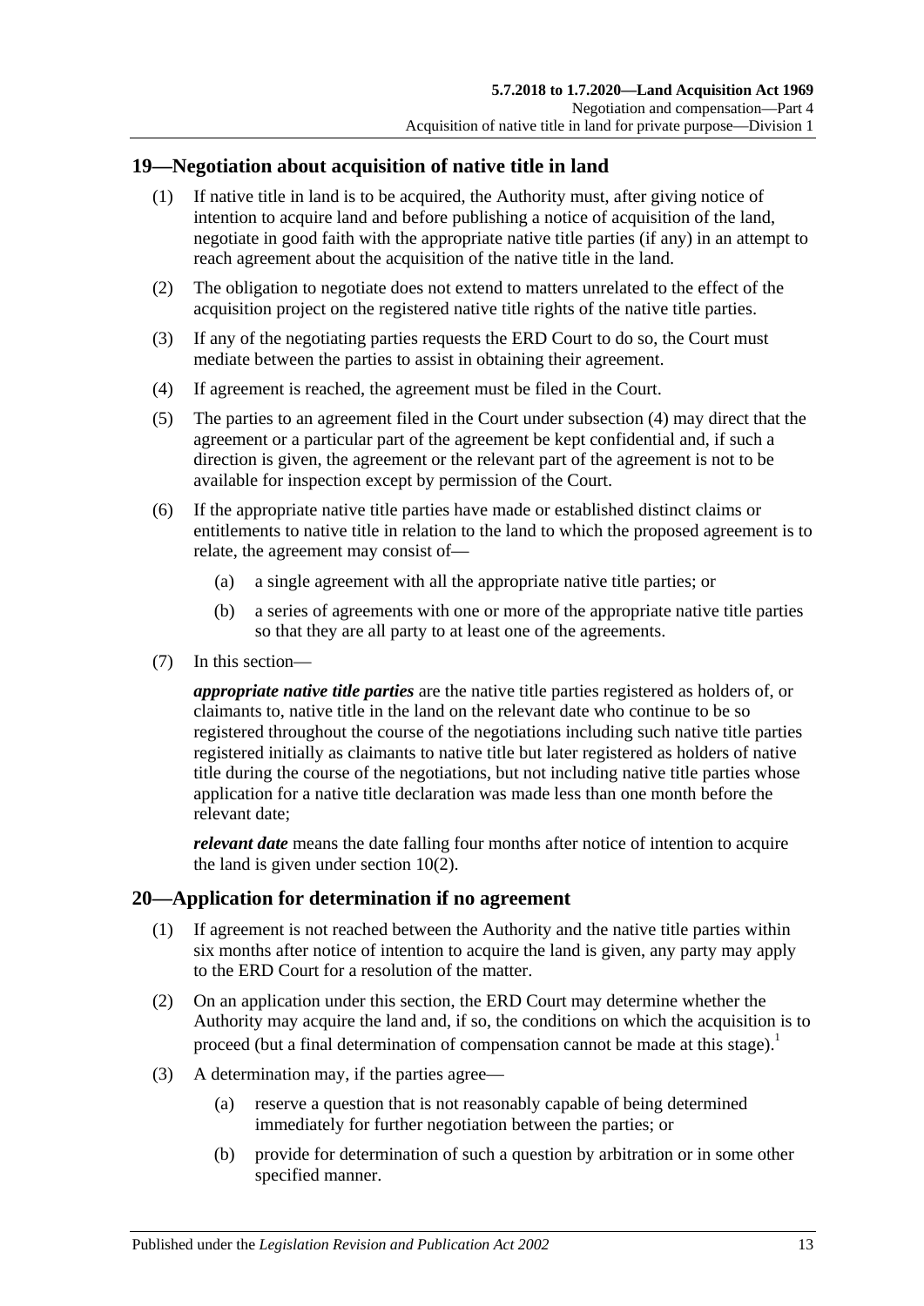## 19—Negotiation about acquisition of native title in land

(1) If native title in land is to be acquired, the Authority must, after giving notice of intention to acquire land and before publishing a notice of acquisition of the land, negotiate in good faith with the appropriate native title parties (if any) in an attempt to reach agreement about the acquisition of the native title in the land.

(2) The obligation to negotiate does not extend to matters unrelated to the effect of the acquisition project on the registered native title rights of the native title parties.

(3) If any of the negotiating parties requests the ERD Court to do so, the Court must mediate between the parties to assist in obtaining their agreement.

(4) If agreement is reached, the agreement must be filed in the Court.

(5) The parties to an agreement filed in the Court under subsection (4) may direct that the agreement or a particular part of the agreement be kept confidential and, if such a direction is given, the agreement or the relevant part of the agreement is not to be available for inspection except by permission of the Court.

(6) If the appropriate native title parties have made or established distinct claims or entitlements to native title in relation to the land to which the proposed agreement is to relate, the agreement may consist of—

- (a) a single agreement with all the appropriate native title parties; or
- (b) a series of agreements with one or more of the appropriate native title parties so that they are all party to at least one of the agreements.

(7) In this section—

***appropriate native title parties*** are the native title parties registered as holders of, or claimants to, native title in the land on the relevant date who continue to be so registered throughout the course of the negotiations including such native title parties registered initially as claimants to native title but later registered as holders of native title during the course of the negotiations, but not including native title parties whose application for a native title declaration was made less than one month before the relevant date;

***relevant date*** means the date falling four months after notice of intention to acquire the land is given under section 10(2).

## 20—Application for determination if no agreement

(1) If agreement is not reached between the Authority and the native title parties within six months after notice of intention to acquire the land is given, any party may apply to the ERD Court for a resolution of the matter.

(2) On an application under this section, the ERD Court may determine whether the Authority may acquire the land and, if so, the conditions on which the acquisition is to proceed (but a final determination of compensation cannot be made at this stage).[1]

(3) A determination may, if the parties agree—

- (a) reserve a question that is not reasonably capable of being determined immediately for further negotiation between the parties; or
- (b) provide for determination of such a question by arbitration or in some other specified manner.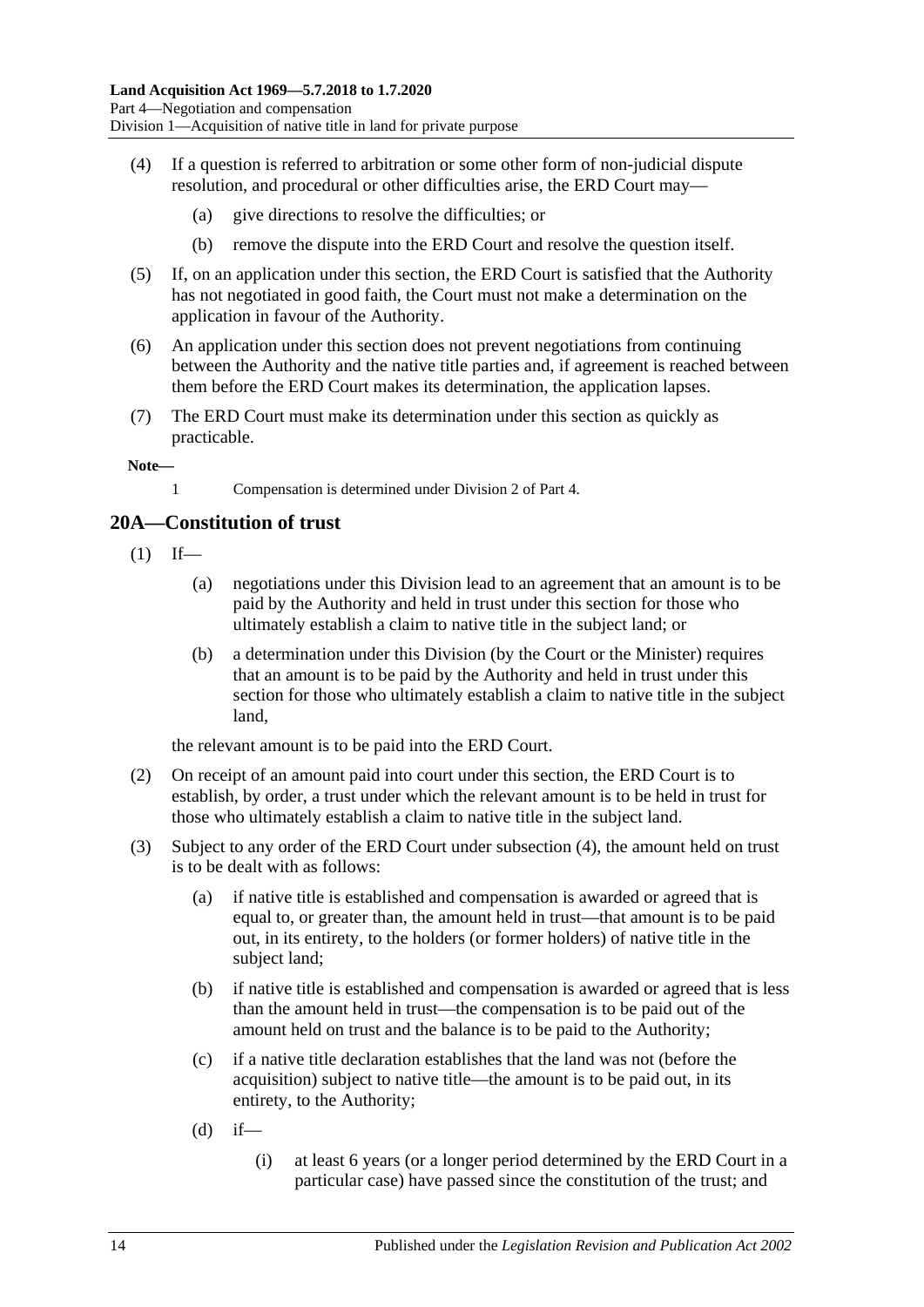(4) If a question is referred to arbitration or some other form of non-judicial dispute resolution, and procedural or other difficulties arise, the ERD Court may—

(a) give directions to resolve the difficulties; or

(b) remove the dispute into the ERD Court and resolve the question itself.

(5) If, on an application under this section, the ERD Court is satisfied that the Authority has not negotiated in good faith, the Court must not make a determination on the application in favour of the Authority.

(6) An application under this section does not prevent negotiations from continuing between the Authority and the native title parties and, if agreement is reached between them before the ERD Court makes its determination, the application lapses.

(7) The ERD Court must make its determination under this section as quickly as practicable.

**Note—**

1 Compensation is determined under Division 2 of Part 4.

## 20A—Constitution of trust

(1) If—

(a) negotiations under this Division lead to an agreement that an amount is to be paid by the Authority and held in trust under this section for those who ultimately establish a claim to native title in the subject land; or

(b) a determination under this Division (by the Court or the Minister) requires that an amount is to be paid by the Authority and held in trust under this section for those who ultimately establish a claim to native title in the subject land,

the relevant amount is to be paid into the ERD Court.

(2) On receipt of an amount paid into court under this section, the ERD Court is to establish, by order, a trust under which the relevant amount is to be held in trust for those who ultimately establish a claim to native title in the subject land.

(3) Subject to any order of the ERD Court under subsection (4), the amount held on trust is to be dealt with as follows:

(a) if native title is established and compensation is awarded or agreed that is equal to, or greater than, the amount held in trust—that amount is to be paid out, in its entirety, to the holders (or former holders) of native title in the subject land;

(b) if native title is established and compensation is awarded or agreed that is less than the amount held in trust—the compensation is to be paid out of the amount held on trust and the balance is to be paid to the Authority;

(c) if a native title declaration establishes that the land was not (before the acquisition) subject to native title—the amount is to be paid out, in its entirety, to the Authority;

(d) if—

(i) at least 6 years (or a longer period determined by the ERD Court in a particular case) have passed since the constitution of the trust; and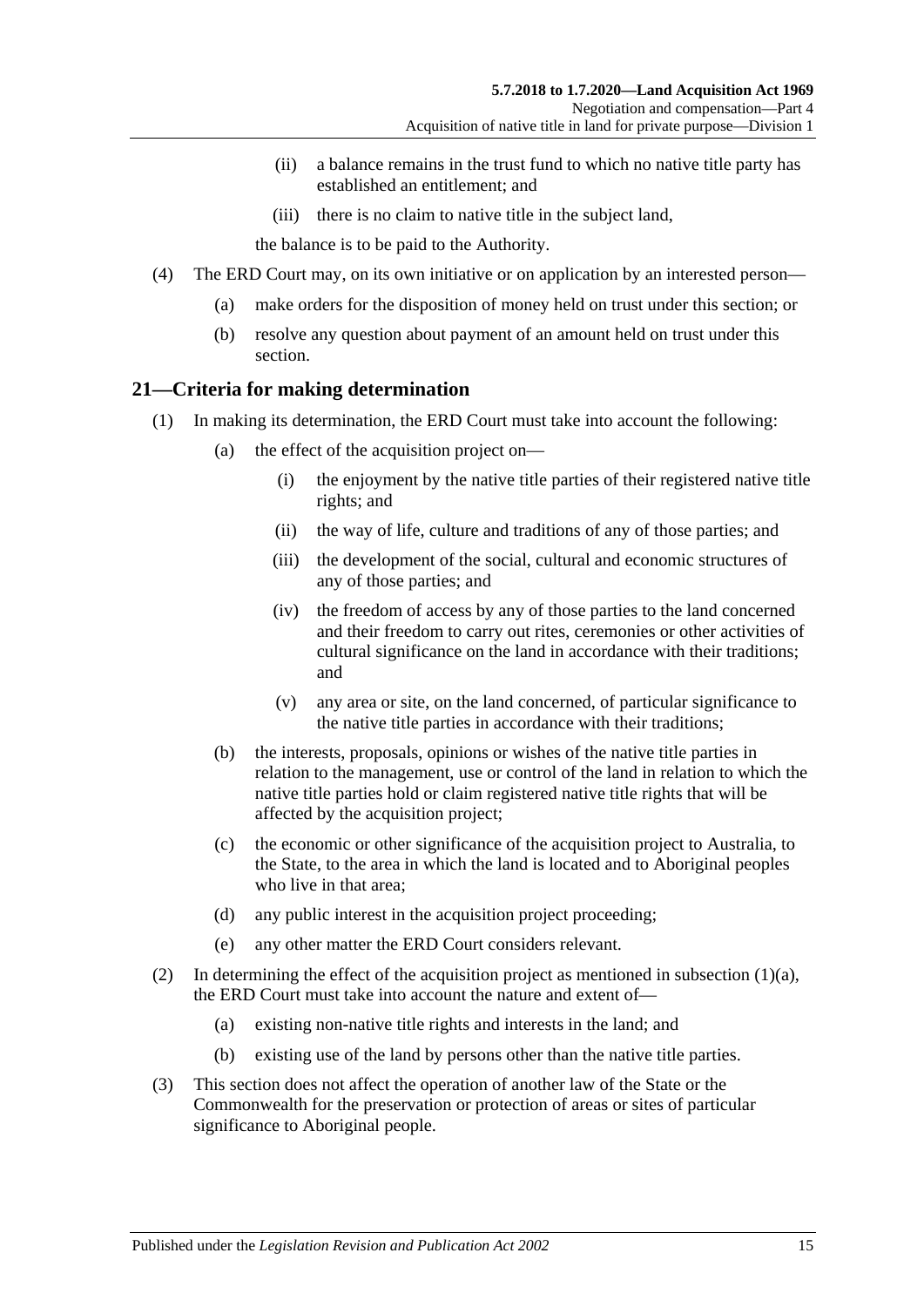(ii) a balance remains in the trust fund to which no native title party has established an entitlement; and

(iii) there is no claim to native title in the subject land,

the balance is to be paid to the Authority.

(4) The ERD Court may, on its own initiative or on application by an interested person—

(a) make orders for the disposition of money held on trust under this section; or

(b) resolve any question about payment of an amount held on trust under this section.

## 21—Criteria for making determination

(1) In making its determination, the ERD Court must take into account the following:

(a) the effect of the acquisition project on—

(i) the enjoyment by the native title parties of their registered native title rights; and

(ii) the way of life, culture and traditions of any of those parties; and

(iii) the development of the social, cultural and economic structures of any of those parties; and

(iv) the freedom of access by any of those parties to the land concerned and their freedom to carry out rites, ceremonies or other activities of cultural significance on the land in accordance with their traditions; and

(v) any area or site, on the land concerned, of particular significance to the native title parties in accordance with their traditions;

(b) the interests, proposals, opinions or wishes of the native title parties in relation to the management, use or control of the land in relation to which the native title parties hold or claim registered native title rights that will be affected by the acquisition project;

(c) the economic or other significance of the acquisition project to Australia, to the State, to the area in which the land is located and to Aboriginal peoples who live in that area;

(d) any public interest in the acquisition project proceeding;

(e) any other matter the ERD Court considers relevant.

(2) In determining the effect of the acquisition project as mentioned in subsection (1)(a), the ERD Court must take into account the nature and extent of—

(a) existing non-native title rights and interests in the land; and

(b) existing use of the land by persons other than the native title parties.

(3) This section does not affect the operation of another law of the State or the Commonwealth for the preservation or protection of areas or sites of particular significance to Aboriginal people.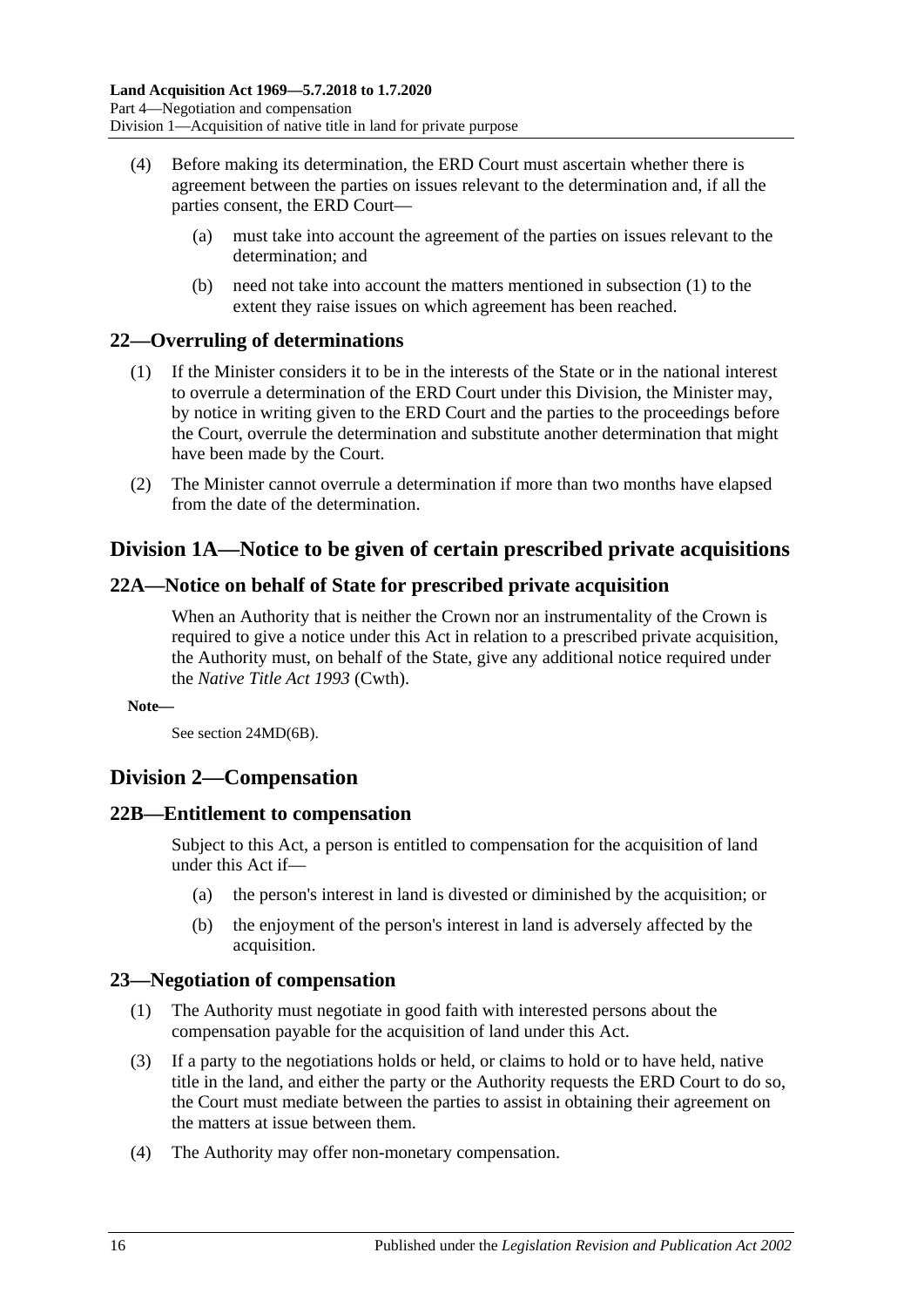(4) Before making its determination, the ERD Court must ascertain whether there is agreement between the parties on issues relevant to the determination and, if all the parties consent, the ERD Court—

(a) must take into account the agreement of the parties on issues relevant to the determination; and

(b) need not take into account the matters mentioned in subsection (1) to the extent they raise issues on which agreement has been reached.

## 22—Overruling of determinations

(1) If the Minister considers it to be in the interests of the State or in the national interest to overrule a determination of the ERD Court under this Division, the Minister may, by notice in writing given to the ERD Court and the parties to the proceedings before the Court, overrule the determination and substitute another determination that might have been made by the Court.

(2) The Minister cannot overrule a determination if more than two months have elapsed from the date of the determination.

# Division 1A—Notice to be given of certain prescribed private acquisitions

## 22A—Notice on behalf of State for prescribed private acquisition

When an Authority that is neither the Crown nor an instrumentality of the Crown is required to give a notice under this Act in relation to a prescribed private acquisition, the Authority must, on behalf of the State, give any additional notice required under the *Native Title Act 1993* (Cwth).

**Note—**

See section 24MD(6B).

# Division 2—Compensation

## 22B—Entitlement to compensation

Subject to this Act, a person is entitled to compensation for the acquisition of land under this Act if—

(a) the person's interest in land is divested or diminished by the acquisition; or

(b) the enjoyment of the person's interest in land is adversely affected by the acquisition.

## 23—Negotiation of compensation

(1) The Authority must negotiate in good faith with interested persons about the compensation payable for the acquisition of land under this Act.

(3) If a party to the negotiations holds or held, or claims to hold or to have held, native title in the land, and either the party or the Authority requests the ERD Court to do so, the Court must mediate between the parties to assist in obtaining their agreement on the matters at issue between them.

(4) The Authority may offer non-monetary compensation.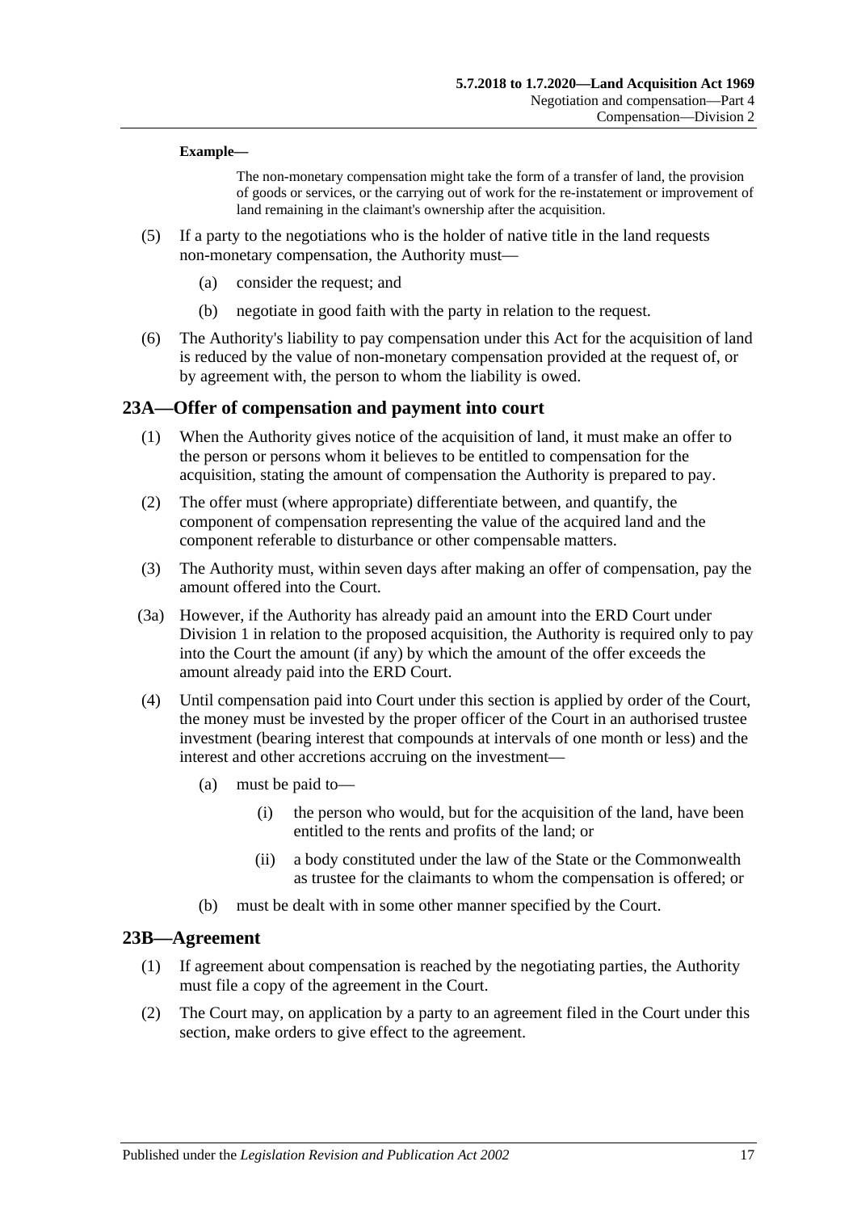**Example—**

The non-monetary compensation might take the form of a transfer of land, the provision of goods or services, or the carrying out of work for the re-instatement or improvement of land remaining in the claimant's ownership after the acquisition.

(5) If a party to the negotiations who is the holder of native title in the land requests non-monetary compensation, the Authority must—

(a) consider the request; and

(b) negotiate in good faith with the party in relation to the request.

(6) The Authority's liability to pay compensation under this Act for the acquisition of land is reduced by the value of non-monetary compensation provided at the request of, or by agreement with, the person to whom the liability is owed.

## 23A—Offer of compensation and payment into court

(1) When the Authority gives notice of the acquisition of land, it must make an offer to the person or persons whom it believes to be entitled to compensation for the acquisition, stating the amount of compensation the Authority is prepared to pay.

(2) The offer must (where appropriate) differentiate between, and quantify, the component of compensation representing the value of the acquired land and the component referable to disturbance or other compensable matters.

(3) The Authority must, within seven days after making an offer of compensation, pay the amount offered into the Court.

(3a) However, if the Authority has already paid an amount into the ERD Court under Division 1 in relation to the proposed acquisition, the Authority is required only to pay into the Court the amount (if any) by which the amount of the offer exceeds the amount already paid into the ERD Court.

(4) Until compensation paid into Court under this section is applied by order of the Court, the money must be invested by the proper officer of the Court in an authorised trustee investment (bearing interest that compounds at intervals of one month or less) and the interest and other accretions accruing on the investment—

(a) must be paid to—

(i) the person who would, but for the acquisition of the land, have been entitled to the rents and profits of the land; or

(ii) a body constituted under the law of the State or the Commonwealth as trustee for the claimants to whom the compensation is offered; or

(b) must be dealt with in some other manner specified by the Court.

## 23B—Agreement

(1) If agreement about compensation is reached by the negotiating parties, the Authority must file a copy of the agreement in the Court.

(2) The Court may, on application by a party to an agreement filed in the Court under this section, make orders to give effect to the agreement.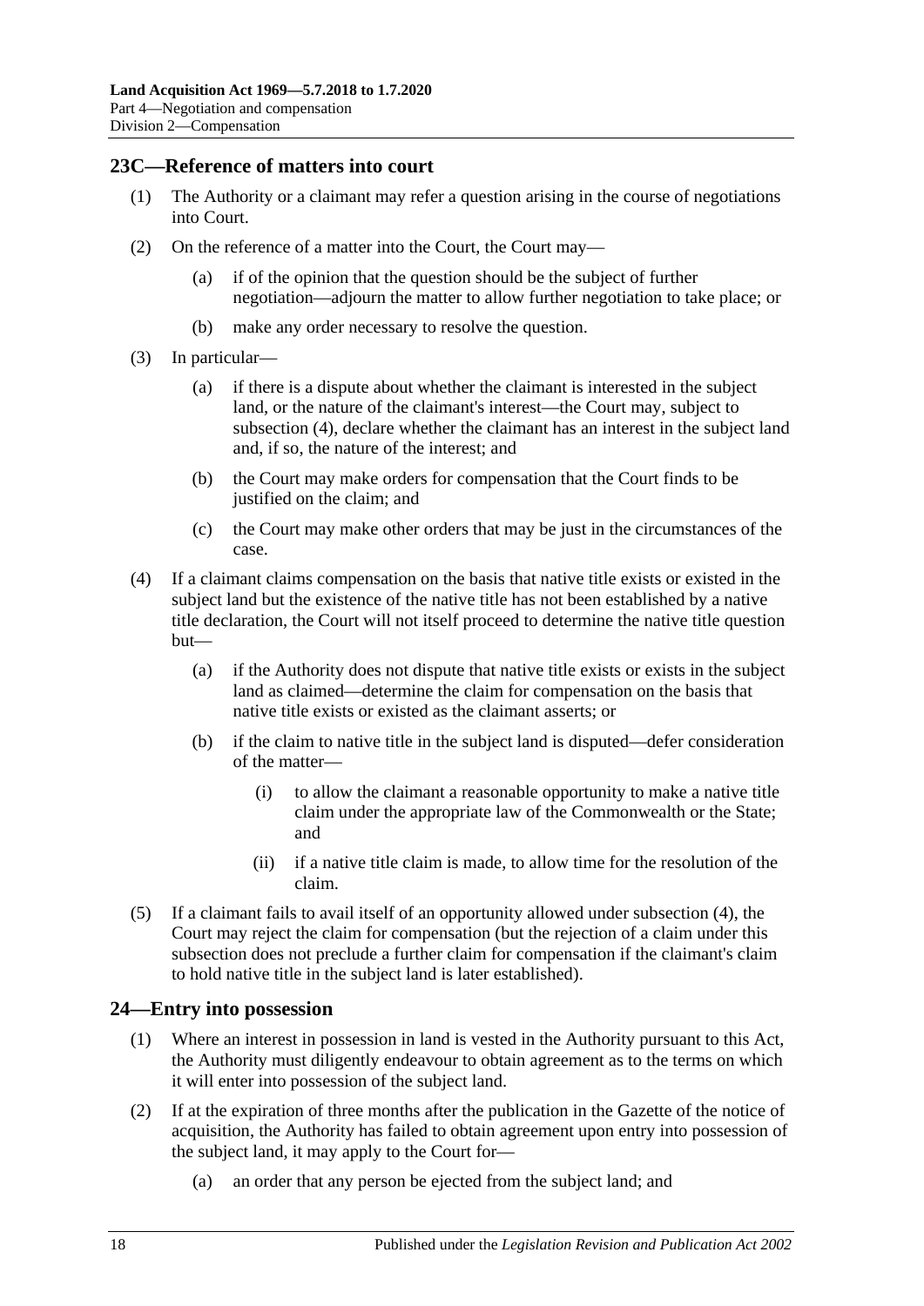## 23C—Reference of matters into court

(1) The Authority or a claimant may refer a question arising in the course of negotiations into Court.

(2) On the reference of a matter into the Court, the Court may—

(a) if of the opinion that the question should be the subject of further negotiation—adjourn the matter to allow further negotiation to take place; or

(b) make any order necessary to resolve the question.

(3) In particular—

(a) if there is a dispute about whether the claimant is interested in the subject land, or the nature of the claimant's interest—the Court may, subject to subsection (4), declare whether the claimant has an interest in the subject land and, if so, the nature of the interest; and

(b) the Court may make orders for compensation that the Court finds to be justified on the claim; and

(c) the Court may make other orders that may be just in the circumstances of the case.

(4) If a claimant claims compensation on the basis that native title exists or existed in the subject land but the existence of the native title has not been established by a native title declaration, the Court will not itself proceed to determine the native title question but—

(a) if the Authority does not dispute that native title exists or exists in the subject land as claimed—determine the claim for compensation on the basis that native title exists or existed as the claimant asserts; or

(b) if the claim to native title in the subject land is disputed—defer consideration of the matter—

(i) to allow the claimant a reasonable opportunity to make a native title claim under the appropriate law of the Commonwealth or the State; and

(ii) if a native title claim is made, to allow time for the resolution of the claim.

(5) If a claimant fails to avail itself of an opportunity allowed under subsection (4), the Court may reject the claim for compensation (but the rejection of a claim under this subsection does not preclude a further claim for compensation if the claimant's claim to hold native title in the subject land is later established).

## 24—Entry into possession

(1) Where an interest in possession in land is vested in the Authority pursuant to this Act, the Authority must diligently endeavour to obtain agreement as to the terms on which it will enter into possession of the subject land.

(2) If at the expiration of three months after the publication in the Gazette of the notice of acquisition, the Authority has failed to obtain agreement upon entry into possession of the subject land, it may apply to the Court for—

(a) an order that any person be ejected from the subject land; and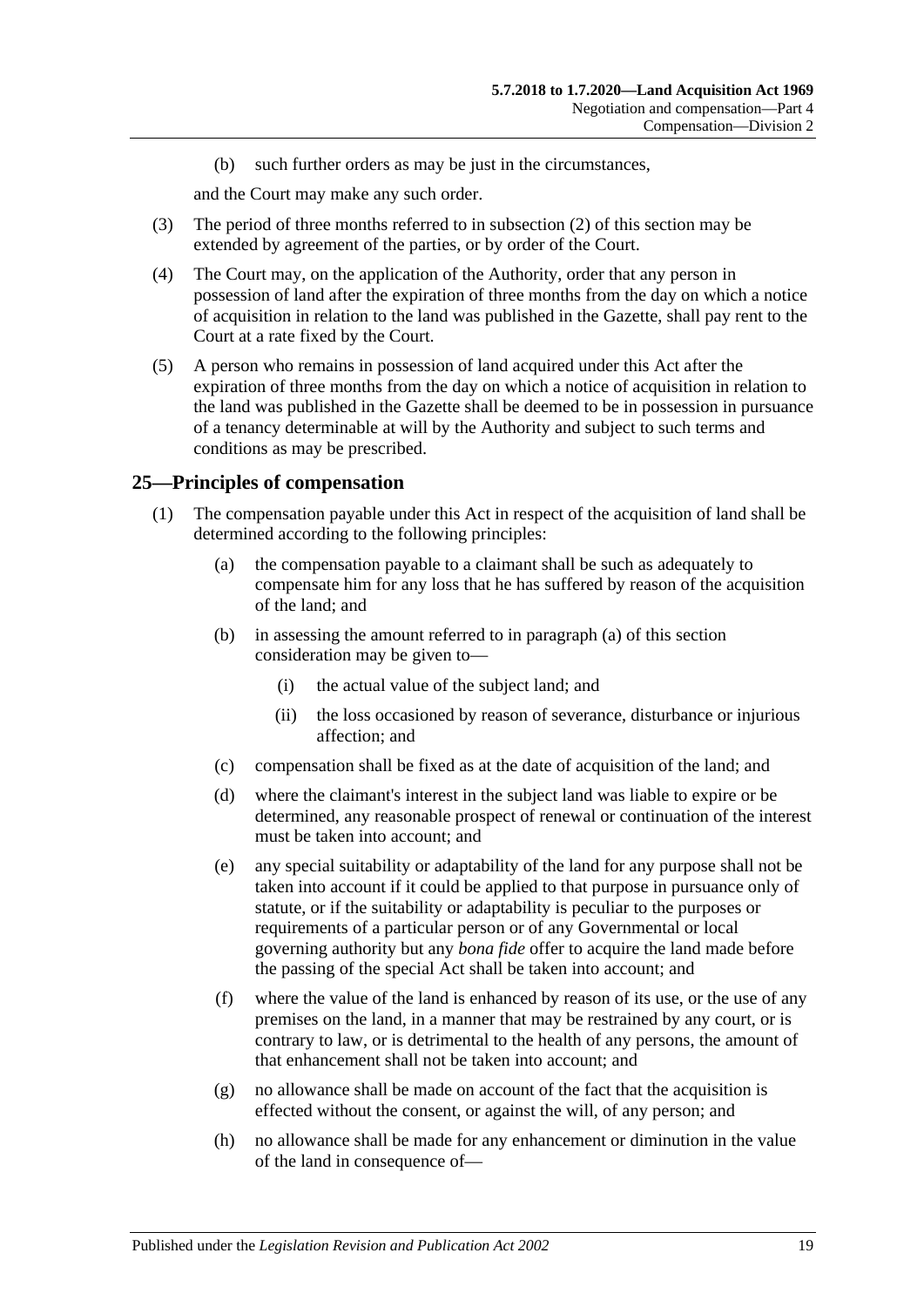(b) such further orders as may be just in the circumstances,

and the Court may make any such order.

(3) The period of three months referred to in subsection (2) of this section may be extended by agreement of the parties, or by order of the Court.

(4) The Court may, on the application of the Authority, order that any person in possession of land after the expiration of three months from the day on which a notice of acquisition in relation to the land was published in the Gazette, shall pay rent to the Court at a rate fixed by the Court.

(5) A person who remains in possession of land acquired under this Act after the expiration of three months from the day on which a notice of acquisition in relation to the land was published in the Gazette shall be deemed to be in possession in pursuance of a tenancy determinable at will by the Authority and subject to such terms and conditions as may be prescribed.

## 25—Principles of compensation

(1) The compensation payable under this Act in respect of the acquisition of land shall be determined according to the following principles:

(a) the compensation payable to a claimant shall be such as adequately to compensate him for any loss that he has suffered by reason of the acquisition of the land; and

(b) in assessing the amount referred to in paragraph (a) of this section consideration may be given to—

(i) the actual value of the subject land; and

(ii) the loss occasioned by reason of severance, disturbance or injurious affection; and

(c) compensation shall be fixed as at the date of acquisition of the land; and

(d) where the claimant's interest in the subject land was liable to expire or be determined, any reasonable prospect of renewal or continuation of the interest must be taken into account; and

(e) any special suitability or adaptability of the land for any purpose shall not be taken into account if it could be applied to that purpose in pursuance only of statute, or if the suitability or adaptability is peculiar to the purposes or requirements of a particular person or of any Governmental or local governing authority but any *bona fide* offer to acquire the land made before the passing of the special Act shall be taken into account; and

(f) where the value of the land is enhanced by reason of its use, or the use of any premises on the land, in a manner that may be restrained by any court, or is contrary to law, or is detrimental to the health of any persons, the amount of that enhancement shall not be taken into account; and

(g) no allowance shall be made on account of the fact that the acquisition is effected without the consent, or against the will, of any person; and

(h) no allowance shall be made for any enhancement or diminution in the value of the land in consequence of—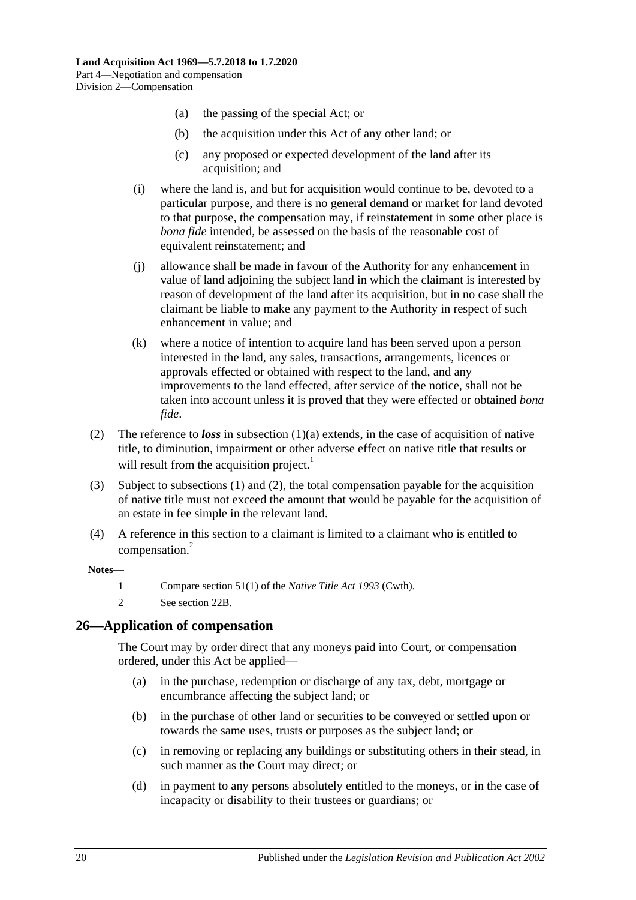(a) the passing of the special Act; or

(b) the acquisition under this Act of any other land; or

(c) any proposed or expected development of the land after its acquisition; and

(i) where the land is, and but for acquisition would continue to be, devoted to a particular purpose, and there is no general demand or market for land devoted to that purpose, the compensation may, if reinstatement in some other place is *bona fide* intended, be assessed on the basis of the reasonable cost of equivalent reinstatement; and

(j) allowance shall be made in favour of the Authority for any enhancement in value of land adjoining the subject land in which the claimant is interested by reason of development of the land after its acquisition, but in no case shall the claimant be liable to make any payment to the Authority in respect of such enhancement in value; and

(k) where a notice of intention to acquire land has been served upon a person interested in the land, any sales, transactions, arrangements, licences or approvals effected or obtained with respect to the land, and any improvements to the land effected, after service of the notice, shall not be taken into account unless it is proved that they were effected or obtained *bona fide*.

(2) The reference to ***loss*** in subsection (1)(a) extends, in the case of acquisition of native title, to diminution, impairment or other adverse effect on native title that results or will result from the acquisition project.[1]

(3) Subject to subsections (1) and (2), the total compensation payable for the acquisition of native title must not exceed the amount that would be payable for the acquisition of an estate in fee simple in the relevant land.

(4) A reference in this section to a claimant is limited to a claimant who is entitled to compensation.[2]

**Notes—**

1 Compare section 51(1) of the *Native Title Act 1993* (Cwth).

2 See section 22B.

## 26—Application of compensation

The Court may by order direct that any moneys paid into Court, or compensation ordered, under this Act be applied—

(a) in the purchase, redemption or discharge of any tax, debt, mortgage or encumbrance affecting the subject land; or

(b) in the purchase of other land or securities to be conveyed or settled upon or towards the same uses, trusts or purposes as the subject land; or

(c) in removing or replacing any buildings or substituting others in their stead, in such manner as the Court may direct; or

(d) in payment to any persons absolutely entitled to the moneys, or in the case of incapacity or disability to their trustees or guardians; or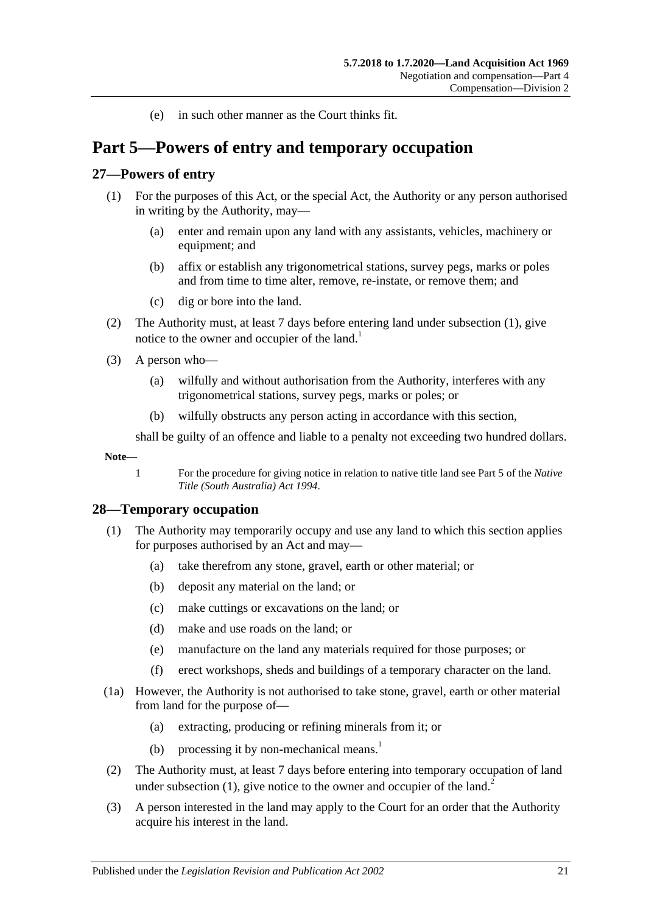(e) in such other manner as the Court thinks fit.

# Part 5—Powers of entry and temporary occupation

## 27—Powers of entry

(1) For the purposes of this Act, or the special Act, the Authority or any person authorised in writing by the Authority, may—

(a) enter and remain upon any land with any assistants, vehicles, machinery or equipment; and

(b) affix or establish any trigonometrical stations, survey pegs, marks or poles and from time to time alter, remove, re-instate, or remove them; and

(c) dig or bore into the land.

(2) The Authority must, at least 7 days before entering land under subsection (1), give notice to the owner and occupier of the land.[1]

(3) A person who—

(a) wilfully and without authorisation from the Authority, interferes with any trigonometrical stations, survey pegs, marks or poles; or

(b) wilfully obstructs any person acting in accordance with this section,

shall be guilty of an offence and liable to a penalty not exceeding two hundred dollars.

**Note—**

1 For the procedure for giving notice in relation to native title land see Part 5 of the *Native Title (South Australia) Act 1994*.

## 28—Temporary occupation

(1) The Authority may temporarily occupy and use any land to which this section applies for purposes authorised by an Act and may—

(a) take therefrom any stone, gravel, earth or other material; or

(b) deposit any material on the land; or

(c) make cuttings or excavations on the land; or

(d) make and use roads on the land; or

(e) manufacture on the land any materials required for those purposes; or

(f) erect workshops, sheds and buildings of a temporary character on the land.

(1a) However, the Authority is not authorised to take stone, gravel, earth or other material from land for the purpose of—

(a) extracting, producing or refining minerals from it; or

(b) processing it by non-mechanical means.[1]

(2) The Authority must, at least 7 days before entering into temporary occupation of land under subsection (1), give notice to the owner and occupier of the land.[2]

(3) A person interested in the land may apply to the Court for an order that the Authority acquire his interest in the land.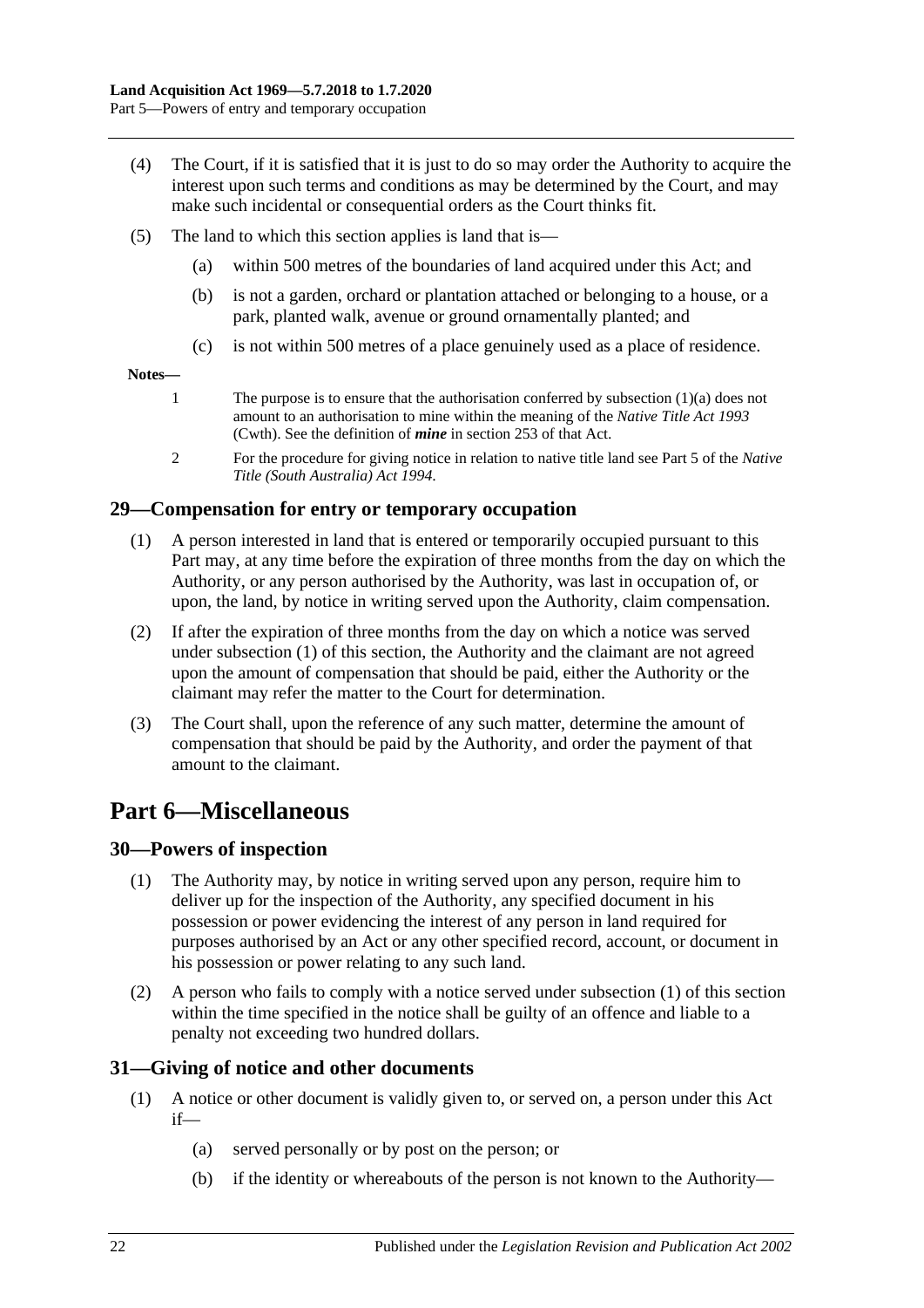(4) The Court, if it is satisfied that it is just to do so may order the Authority to acquire the interest upon such terms and conditions as may be determined by the Court, and may make such incidental or consequential orders as the Court thinks fit.

(5) The land to which this section applies is land that is—

(a) within 500 metres of the boundaries of land acquired under this Act; and

(b) is not a garden, orchard or plantation attached or belonging to a house, or a park, planted walk, avenue or ground ornamentally planted; and

(c) is not within 500 metres of a place genuinely used as a place of residence.

**Notes—**

1 The purpose is to ensure that the authorisation conferred by subsection (1)(a) does not amount to an authorisation to mine within the meaning of the *Native Title Act 1993* (Cwth). See the definition of ***mine*** in section 253 of that Act.

2 For the procedure for giving notice in relation to native title land see Part 5 of the *Native Title (South Australia) Act 1994*.

### 29—Compensation for entry or temporary occupation

(1) A person interested in land that is entered or temporarily occupied pursuant to this Part may, at any time before the expiration of three months from the day on which the Authority, or any person authorised by the Authority, was last in occupation of, or upon, the land, by notice in writing served upon the Authority, claim compensation.

(2) If after the expiration of three months from the day on which a notice was served under subsection (1) of this section, the Authority and the claimant are not agreed upon the amount of compensation that should be paid, either the Authority or the claimant may refer the matter to the Court for determination.

(3) The Court shall, upon the reference of any such matter, determine the amount of compensation that should be paid by the Authority, and order the payment of that amount to the claimant.

## Part 6—Miscellaneous

### 30—Powers of inspection

(1) The Authority may, by notice in writing served upon any person, require him to deliver up for the inspection of the Authority, any specified document in his possession or power evidencing the interest of any person in land required for purposes authorised by an Act or any other specified record, account, or document in his possession or power relating to any such land.

(2) A person who fails to comply with a notice served under subsection (1) of this section within the time specified in the notice shall be guilty of an offence and liable to a penalty not exceeding two hundred dollars.

### 31—Giving of notice and other documents

(1) A notice or other document is validly given to, or served on, a person under this Act if—

(a) served personally or by post on the person; or

(b) if the identity or whereabouts of the person is not known to the Authority—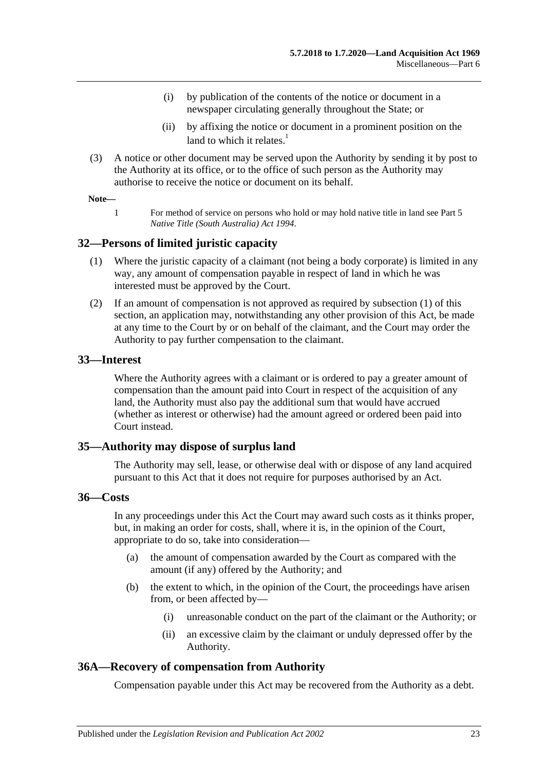(i) by publication of the contents of the notice or document in a newspaper circulating generally throughout the State; or

(ii) by affixing the notice or document in a prominent position on the land to which it relates.[1]

(3) A notice or other document may be served upon the Authority by sending it by post to the Authority at its office, or to the office of such person as the Authority may authorise to receive the notice or document on its behalf.

**Note—**

1 For method of service on persons who hold or may hold native title in land see Part 5 *Native Title (South Australia) Act 1994*.

## 32—Persons of limited juristic capacity

(1) Where the juristic capacity of a claimant (not being a body corporate) is limited in any way, any amount of compensation payable in respect of land in which he was interested must be approved by the Court.

(2) If an amount of compensation is not approved as required by subsection (1) of this section, an application may, notwithstanding any other provision of this Act, be made at any time to the Court by or on behalf of the claimant, and the Court may order the Authority to pay further compensation to the claimant.

## 33—Interest

Where the Authority agrees with a claimant or is ordered to pay a greater amount of compensation than the amount paid into Court in respect of the acquisition of any land, the Authority must also pay the additional sum that would have accrued (whether as interest or otherwise) had the amount agreed or ordered been paid into Court instead.

## 35—Authority may dispose of surplus land

The Authority may sell, lease, or otherwise deal with or dispose of any land acquired pursuant to this Act that it does not require for purposes authorised by an Act.

## 36—Costs

In any proceedings under this Act the Court may award such costs as it thinks proper, but, in making an order for costs, shall, where it is, in the opinion of the Court, appropriate to do so, take into consideration—

(a) the amount of compensation awarded by the Court as compared with the amount (if any) offered by the Authority; and

(b) the extent to which, in the opinion of the Court, the proceedings have arisen from, or been affected by—

(i) unreasonable conduct on the part of the claimant or the Authority; or

(ii) an excessive claim by the claimant or unduly depressed offer by the Authority.

## 36A—Recovery of compensation from Authority

Compensation payable under this Act may be recovered from the Authority as a debt.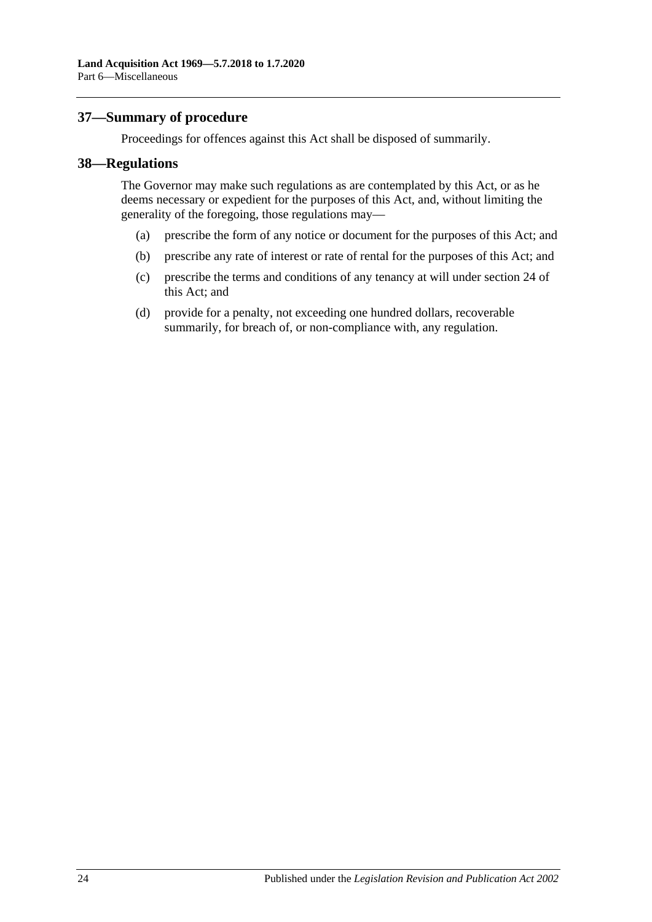## 37—Summary of procedure

Proceedings for offences against this Act shall be disposed of summarily.

## 38—Regulations

The Governor may make such regulations as are contemplated by this Act, or as he deems necessary or expedient for the purposes of this Act, and, without limiting the generality of the foregoing, those regulations may—

(a) prescribe the form of any notice or document for the purposes of this Act; and

(b) prescribe any rate of interest or rate of rental for the purposes of this Act; and

(c) prescribe the terms and conditions of any tenancy at will under section 24 of this Act; and

(d) provide for a penalty, not exceeding one hundred dollars, recoverable summarily, for breach of, or non-compliance with, any regulation.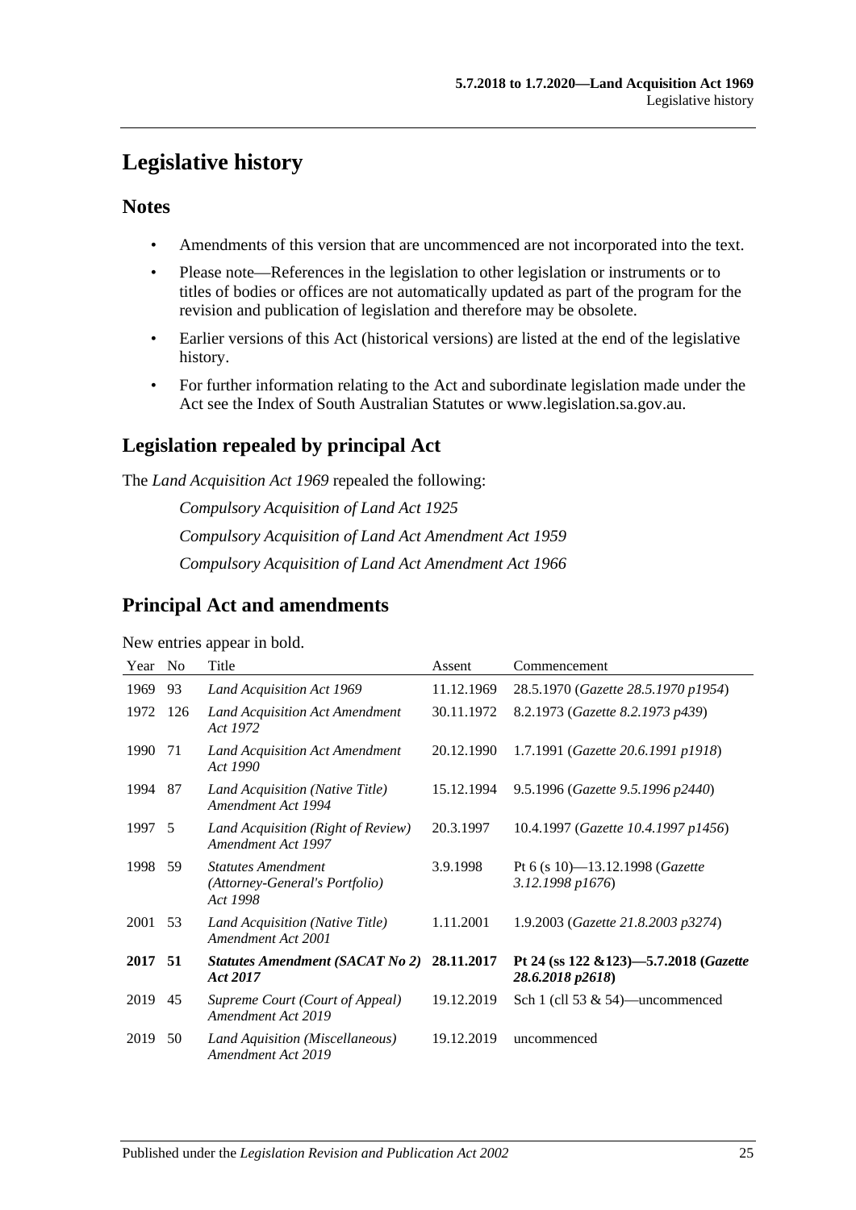# Legislative history

## Notes

- Amendments of this version that are uncommenced are not incorporated into the text.
- Please note—References in the legislation to other legislation or instruments or to titles of bodies or offices are not automatically updated as part of the program for the revision and publication of legislation and therefore may be obsolete.
- Earlier versions of this Act (historical versions) are listed at the end of the legislative history.
- For further information relating to the Act and subordinate legislation made under the Act see the Index of South Australian Statutes or www.legislation.sa.gov.au.

## Legislation repealed by principal Act

The *Land Acquisition Act 1969* repealed the following:

*Compulsory Acquisition of Land Act 1925*

*Compulsory Acquisition of Land Act Amendment Act 1959*

*Compulsory Acquisition of Land Act Amendment Act 1966*

## Principal Act and amendments

New entries appear in bold.

| Year | No | Title | Assent | Commencement |
|---|---|---|---|---|
| 1969 | 93 | *Land Acquisition Act 1969* | 11.12.1969 | 28.5.1970 (*Gazette 28.5.1970 p1954*) |
| 1972 | 126 | *Land Acquisition Act Amendment Act 1972* | 30.11.1972 | 8.2.1973 (*Gazette 8.2.1973 p439*) |
| 1990 | 71 | *Land Acquisition Act Amendment Act 1990* | 20.12.1990 | 1.7.1991 (*Gazette 20.6.1991 p1918*) |
| 1994 | 87 | *Land Acquisition (Native Title) Amendment Act 1994* | 15.12.1994 | 9.5.1996 (*Gazette 9.5.1996 p2440*) |
| 1997 | 5 | *Land Acquisition (Right of Review) Amendment Act 1997* | 20.3.1997 | 10.4.1997 (*Gazette 10.4.1997 p1456*) |
| 1998 | 59 | *Statutes Amendment (Attorney-General's Portfolio) Act 1998* | 3.9.1998 | Pt 6 (s 10)—13.12.1998 (*Gazette 3.12.1998 p1676*) |
| 2001 | 53 | *Land Acquisition (Native Title) Amendment Act 2001* | 1.11.2001 | 1.9.2003 (*Gazette 21.8.2003 p3274*) |
| **2017** | **51** | ***Statutes Amendment (SACAT No 2) Act 2017*** | **28.11.2017** | **Pt 24 (ss 122 &123)—5.7.2018 (*Gazette 28.6.2018 p2618*)** |
| 2019 | 45 | *Supreme Court (Court of Appeal) Amendment Act 2019* | 19.12.2019 | Sch 1 (cll 53 & 54)—uncommenced |
| 2019 | 50 | *Land Aquisition (Miscellaneous) Amendment Act 2019* | 19.12.2019 | uncommenced |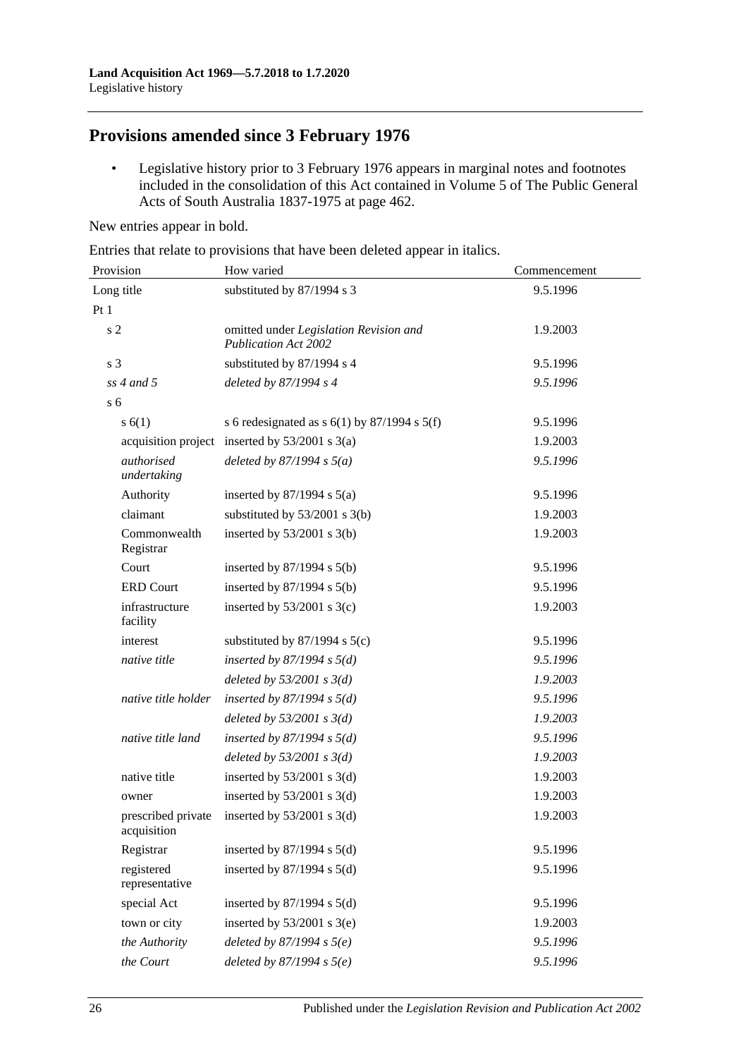## Provisions amended since 3 February 1976

- Legislative history prior to 3 February 1976 appears in marginal notes and footnotes included in the consolidation of this Act contained in Volume 5 of The Public General Acts of South Australia 1837-1975 at page 462.

New entries appear in bold.

Entries that relate to provisions that have been deleted appear in italics.

| Provision | How varied | Commencement |
|---|---|---|
| Long title | substituted by 87/1994 s 3 | 9.5.1996 |
| Pt 1 | | |
| s 2 | omitted under *Legislation Revision and Publication Act 2002* | 1.9.2003 |
| s 3 | substituted by 87/1994 s 4 | 9.5.1996 |
| *ss 4 and 5* | *deleted by 87/1994 s 4* | *9.5.1996* |
| s 6 | | |
| s 6(1) | s 6 redesignated as s 6(1) by 87/1994 s 5(f) | 9.5.1996 |
| acquisition project | inserted by 53/2001 s 3(a) | 1.9.2003 |
| *authorised undertaking* | *deleted by 87/1994 s 5(a)* | *9.5.1996* |
| Authority | inserted by 87/1994 s 5(a) | 9.5.1996 |
| claimant | substituted by 53/2001 s 3(b) | 1.9.2003 |
| Commonwealth Registrar | inserted by 53/2001 s 3(b) | 1.9.2003 |
| Court | inserted by 87/1994 s 5(b) | 9.5.1996 |
| ERD Court | inserted by 87/1994 s 5(b) | 9.5.1996 |
| infrastructure facility | inserted by 53/2001 s 3(c) | 1.9.2003 |
| interest | substituted by 87/1994 s 5(c) | 9.5.1996 |
| *native title* | *inserted by 87/1994 s 5(d)* | *9.5.1996* |
| | *deleted by 53/2001 s 3(d)* | *1.9.2003* |
| *native title holder* | *inserted by 87/1994 s 5(d)* | *9.5.1996* |
| | *deleted by 53/2001 s 3(d)* | *1.9.2003* |
| *native title land* | *inserted by 87/1994 s 5(d)* | *9.5.1996* |
| | *deleted by 53/2001 s 3(d)* | *1.9.2003* |
| native title | inserted by 53/2001 s 3(d) | 1.9.2003 |
| owner | inserted by 53/2001 s 3(d) | 1.9.2003 |
| prescribed private acquisition | inserted by 53/2001 s 3(d) | 1.9.2003 |
| Registrar | inserted by 87/1994 s 5(d) | 9.5.1996 |
| registered representative | inserted by 87/1994 s 5(d) | 9.5.1996 |
| special Act | inserted by 87/1994 s 5(d) | 9.5.1996 |
| town or city | inserted by 53/2001 s 3(e) | 1.9.2003 |
| *the Authority* | *deleted by 87/1994 s 5(e)* | *9.5.1996* |
| *the Court* | *deleted by 87/1994 s 5(e)* | *9.5.1996* |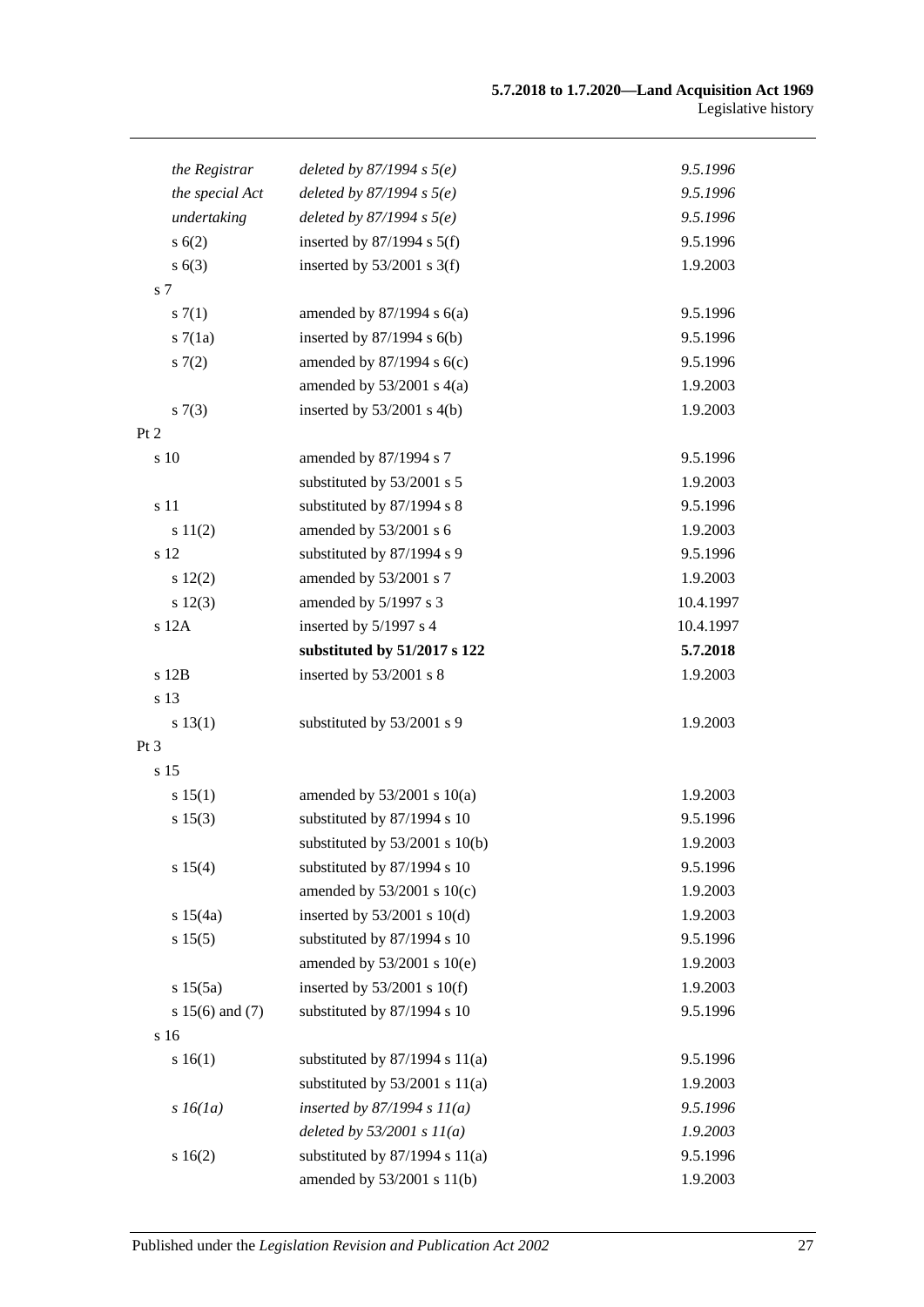| | | |
|---|---|---|
| *the Registrar* | *deleted by 87/1994 s 5(e)* | *9.5.1996* |
| *the special Act* | *deleted by 87/1994 s 5(e)* | *9.5.1996* |
| *undertaking* | *deleted by 87/1994 s 5(e)* | *9.5.1996* |
| s 6(2) | inserted by 87/1994 s 5(f) | 9.5.1996 |
| s 6(3) | inserted by 53/2001 s 3(f) | 1.9.2003 |
| s 7 | | |
| s 7(1) | amended by 87/1994 s 6(a) | 9.5.1996 |
| s 7(1a) | inserted by 87/1994 s 6(b) | 9.5.1996 |
| s 7(2) | amended by 87/1994 s 6(c) | 9.5.1996 |
| | amended by 53/2001 s 4(a) | 1.9.2003 |
| s 7(3) | inserted by 53/2001 s 4(b) | 1.9.2003 |
| Pt 2 | | |
| s 10 | amended by 87/1994 s 7 | 9.5.1996 |
| | substituted by 53/2001 s 5 | 1.9.2003 |
| s 11 | substituted by 87/1994 s 8 | 9.5.1996 |
| s 11(2) | amended by 53/2001 s 6 | 1.9.2003 |
| s 12 | substituted by 87/1994 s 9 | 9.5.1996 |
| s 12(2) | amended by 53/2001 s 7 | 1.9.2003 |
| s 12(3) | amended by 5/1997 s 3 | 10.4.1997 |
| s 12A | inserted by 5/1997 s 4 | 10.4.1997 |
| | **substituted by 51/2017 s 122** | **5.7.2018** |
| s 12B | inserted by 53/2001 s 8 | 1.9.2003 |
| s 13 | | |
| s 13(1) | substituted by 53/2001 s 9 | 1.9.2003 |
| Pt 3 | | |
| s 15 | | |
| s 15(1) | amended by 53/2001 s 10(a) | 1.9.2003 |
| s 15(3) | substituted by 87/1994 s 10 | 9.5.1996 |
| | substituted by 53/2001 s 10(b) | 1.9.2003 |
| s 15(4) | substituted by 87/1994 s 10 | 9.5.1996 |
| | amended by 53/2001 s 10(c) | 1.9.2003 |
| s 15(4a) | inserted by 53/2001 s 10(d) | 1.9.2003 |
| s 15(5) | substituted by 87/1994 s 10 | 9.5.1996 |
| | amended by 53/2001 s 10(e) | 1.9.2003 |
| s 15(5a) | inserted by 53/2001 s 10(f) | 1.9.2003 |
| s 15(6) and (7) | substituted by 87/1994 s 10 | 9.5.1996 |
| s 16 | | |
| s 16(1) | substituted by 87/1994 s 11(a) | 9.5.1996 |
| | substituted by 53/2001 s 11(a) | 1.9.2003 |
| *s 16(1a)* | *inserted by 87/1994 s 11(a)* | *9.5.1996* |
| | *deleted by 53/2001 s 11(a)* | *1.9.2003* |
| s 16(2) | substituted by 87/1994 s 11(a) | 9.5.1996 |
| | amended by 53/2001 s 11(b) | 1.9.2003 |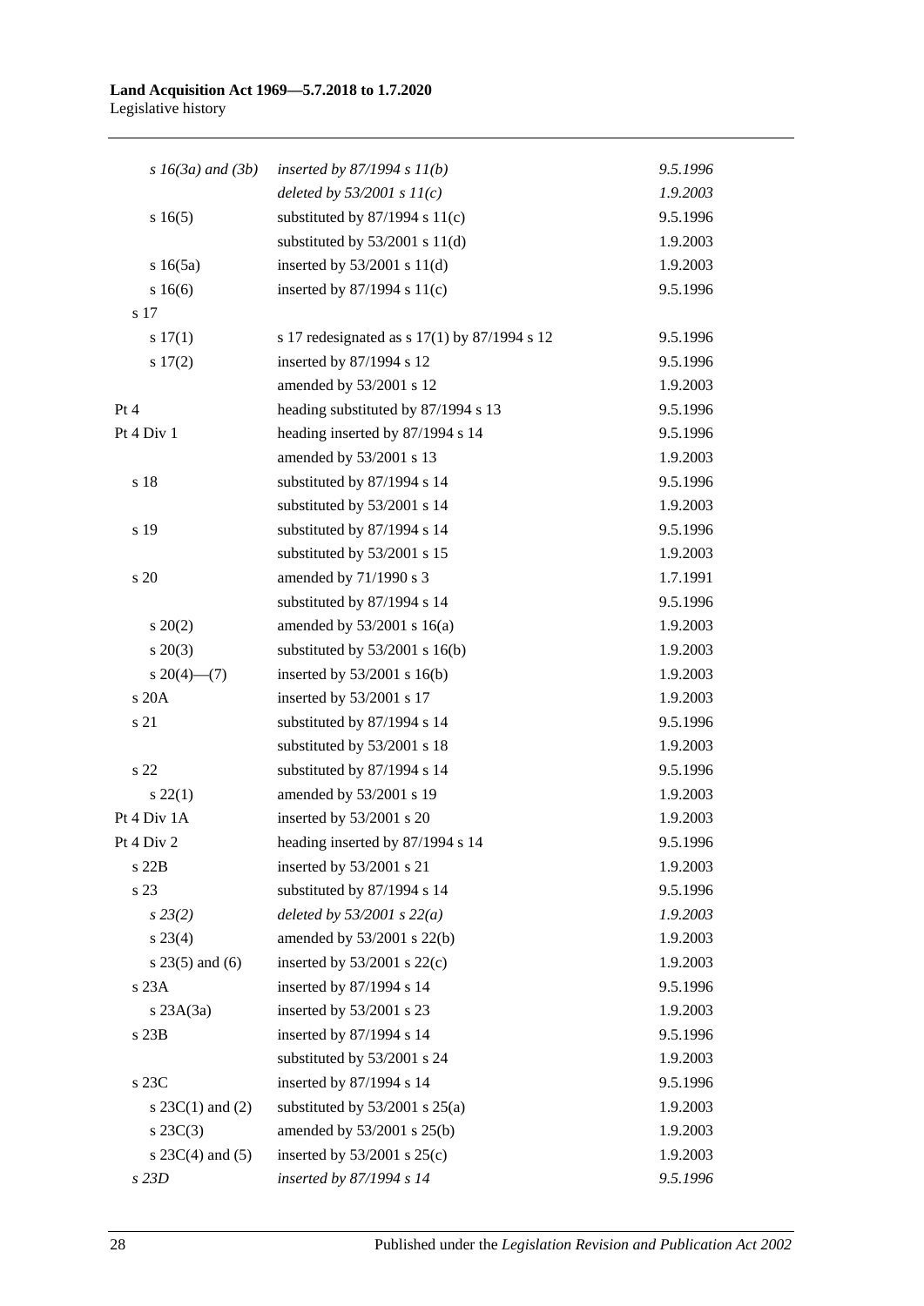| | | |
|---|---|---|
| *s 16(3a) and (3b)* | *inserted by 87/1994 s 11(b)* | *9.5.1996* |
| | *deleted by 53/2001 s 11(c)* | *1.9.2003* |
| s 16(5) | substituted by 87/1994 s 11(c) | 9.5.1996 |
| | substituted by 53/2001 s 11(d) | 1.9.2003 |
| s 16(5a) | inserted by 53/2001 s 11(d) | 1.9.2003 |
| s 16(6) | inserted by 87/1994 s 11(c) | 9.5.1996 |
| s 17 | | |
| s 17(1) | s 17 redesignated as s 17(1) by 87/1994 s 12 | 9.5.1996 |
| s 17(2) | inserted by 87/1994 s 12 | 9.5.1996 |
| | amended by 53/2001 s 12 | 1.9.2003 |
| Pt 4 | heading substituted by 87/1994 s 13 | 9.5.1996 |
| Pt 4 Div 1 | heading inserted by 87/1994 s 14 | 9.5.1996 |
| | amended by 53/2001 s 13 | 1.9.2003 |
| s 18 | substituted by 87/1994 s 14 | 9.5.1996 |
| | substituted by 53/2001 s 14 | 1.9.2003 |
| s 19 | substituted by 87/1994 s 14 | 9.5.1996 |
| | substituted by 53/2001 s 15 | 1.9.2003 |
| s 20 | amended by 71/1990 s 3 | 1.7.1991 |
| | substituted by 87/1994 s 14 | 9.5.1996 |
| s 20(2) | amended by 53/2001 s 16(a) | 1.9.2003 |
| s 20(3) | substituted by 53/2001 s 16(b) | 1.9.2003 |
| s 20(4)—(7) | inserted by 53/2001 s 16(b) | 1.9.2003 |
| s 20A | inserted by 53/2001 s 17 | 1.9.2003 |
| s 21 | substituted by 87/1994 s 14 | 9.5.1996 |
| | substituted by 53/2001 s 18 | 1.9.2003 |
| s 22 | substituted by 87/1994 s 14 | 9.5.1996 |
| s 22(1) | amended by 53/2001 s 19 | 1.9.2003 |
| Pt 4 Div 1A | inserted by 53/2001 s 20 | 1.9.2003 |
| Pt 4 Div 2 | heading inserted by 87/1994 s 14 | 9.5.1996 |
| s 22B | inserted by 53/2001 s 21 | 1.9.2003 |
| s 23 | substituted by 87/1994 s 14 | 9.5.1996 |
| *s 23(2)* | *deleted by 53/2001 s 22(a)* | *1.9.2003* |
| s 23(4) | amended by 53/2001 s 22(b) | 1.9.2003 |
| s 23(5) and (6) | inserted by 53/2001 s 22(c) | 1.9.2003 |
| s 23A | inserted by 87/1994 s 14 | 9.5.1996 |
| s 23A(3a) | inserted by 53/2001 s 23 | 1.9.2003 |
| s 23B | inserted by 87/1994 s 14 | 9.5.1996 |
| | substituted by 53/2001 s 24 | 1.9.2003 |
| s 23C | inserted by 87/1994 s 14 | 9.5.1996 |
| s 23C(1) and (2) | substituted by 53/2001 s 25(a) | 1.9.2003 |
| s 23C(3) | amended by 53/2001 s 25(b) | 1.9.2003 |
| s 23C(4) and (5) | inserted by 53/2001 s 25(c) | 1.9.2003 |
| *s 23D* | *inserted by 87/1994 s 14* | *9.5.1996* |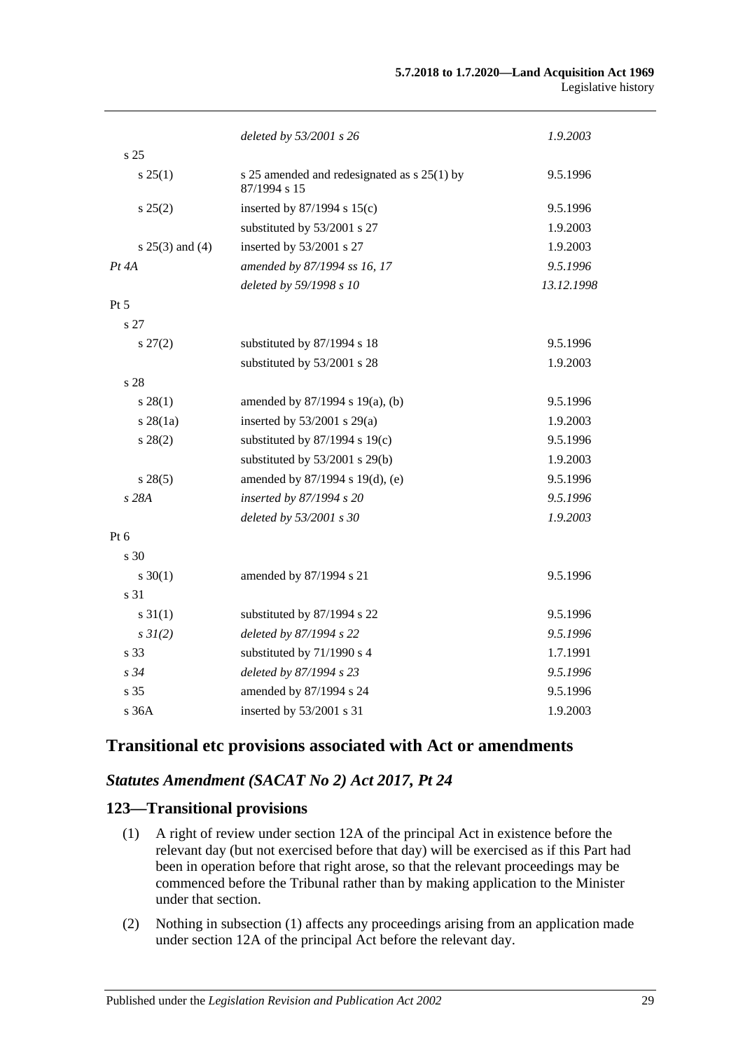| | | |
|---|---|---|
| | *deleted by 53/2001 s 26* | *1.9.2003* |
| s 25 | | |
| s 25(1) | s 25 amended and redesignated as s 25(1) by 87/1994 s 15 | 9.5.1996 |
| s 25(2) | inserted by 87/1994 s 15(c) | 9.5.1996 |
| | substituted by 53/2001 s 27 | 1.9.2003 |
| s 25(3) and (4) | inserted by 53/2001 s 27 | 1.9.2003 |
| *Pt 4A* | *amended by 87/1994 ss 16, 17* | *9.5.1996* |
| | *deleted by 59/1998 s 10* | *13.12.1998* |
| Pt 5 | | |
| s 27 | | |
| s 27(2) | substituted by 87/1994 s 18 | 9.5.1996 |
| | substituted by 53/2001 s 28 | 1.9.2003 |
| s 28 | | |
| s 28(1) | amended by 87/1994 s 19(a), (b) | 9.5.1996 |
| s 28(1a) | inserted by 53/2001 s 29(a) | 1.9.2003 |
| s 28(2) | substituted by 87/1994 s 19(c) | 9.5.1996 |
| | substituted by 53/2001 s 29(b) | 1.9.2003 |
| s 28(5) | amended by 87/1994 s 19(d), (e) | 9.5.1996 |
| *s 28A* | *inserted by 87/1994 s 20* | *9.5.1996* |
| | *deleted by 53/2001 s 30* | *1.9.2003* |
| Pt 6 | | |
| s 30 | | |
| s 30(1) | amended by 87/1994 s 21 | 9.5.1996 |
| s 31 | | |
| s 31(1) | substituted by 87/1994 s 22 | 9.5.1996 |
| *s 31(2)* | *deleted by 87/1994 s 22* | *9.5.1996* |
| s 33 | substituted by 71/1990 s 4 | 1.7.1991 |
| *s 34* | *deleted by 87/1994 s 23* | *9.5.1996* |
| s 35 | amended by 87/1994 s 24 | 9.5.1996 |
| s 36A | inserted by 53/2001 s 31 | 1.9.2003 |

## Transitional etc provisions associated with Act or amendments

### *Statutes Amendment (SACAT No 2) Act 2017, Pt 24*

### 123—Transitional provisions

(1) A right of review under section 12A of the principal Act in existence before the relevant day (but not exercised before that day) will be exercised as if this Part had been in operation before that right arose, so that the relevant proceedings may be commenced before the Tribunal rather than by making application to the Minister under that section.

(2) Nothing in subsection (1) affects any proceedings arising from an application made under section 12A of the principal Act before the relevant day.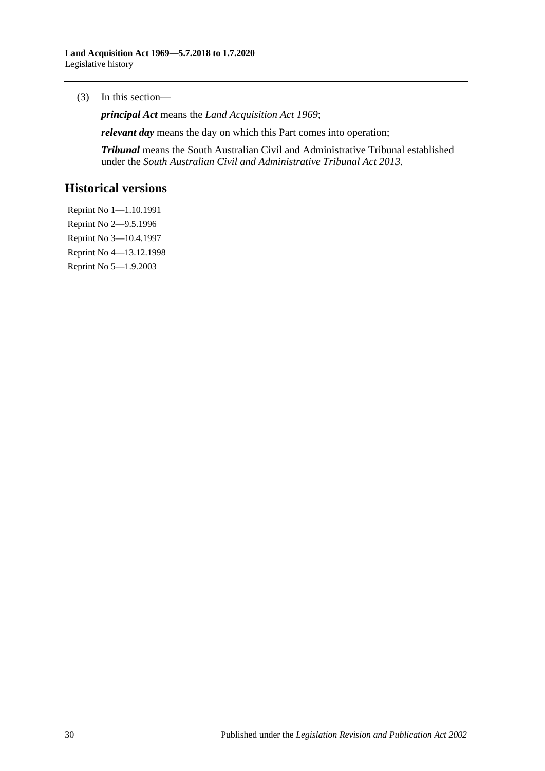(3) In this section—

***principal Act*** means the *Land Acquisition Act 1969*;

***relevant day*** means the day on which this Part comes into operation;

***Tribunal*** means the South Australian Civil and Administrative Tribunal established under the *South Australian Civil and Administrative Tribunal Act 2013*.

## Historical versions

Reprint No 1—1.10.1991

Reprint No 2—9.5.1996

Reprint No 3—10.4.1997

Reprint No 4—13.12.1998

Reprint No 5—1.9.2003